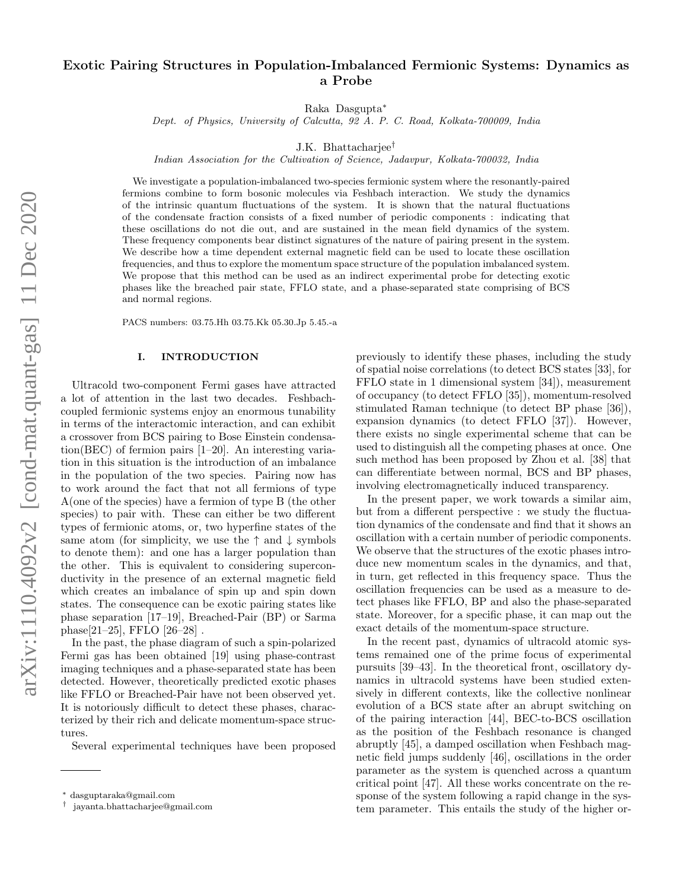# Exotic Pairing Structures in Population-Imbalanced Fermionic Systems: Dynamics as a Probe

Raka Dasgupta*

*Dept. of Physics, University of Calcutta, 92 A. P. C. Road, Kolkata-700009, India*

J.K. Bhattacharjee†

*Indian Association for the Cultivation of Science, Jadavpur, Kolkata-700032, India*

We investigate a population-imbalanced two-species fermionic system where the resonantly-paired fermions combine to form bosonic molecules via Feshbach interaction. We study the dynamics of the intrinsic quantum fluctuations of the system. It is shown that the natural fluctuations of the condensate fraction consists of a fixed number of periodic components : indicating that these oscillations do not die out, and are sustained in the mean field dynamics of the system. These frequency components bear distinct signatures of the nature of pairing present in the system. We describe how a time dependent external magnetic field can be used to locate these oscillation frequencies, and thus to explore the momentum space structure of the population imbalanced system. We propose that this method can be used as an indirect experimental probe for detecting exotic phases like the breached pair state, FFLO state, and a phase-separated state comprising of BCS and normal regions.

PACS numbers: 03.75.Hh 03.75.Kk 05.30.Jp 5.45.-a

## I. INTRODUCTION

Ultracold two-component Fermi gases have attracted a lot of attention in the last two decades. Feshbach-coupled fermionic systems enjoy an enormous tunability in terms of the interactomic interaction, and can exhibit a crossover from BCS pairing to Bose Einstein condensation(BEC) of fermion pairs [1–20]. An interesting variation in this situation is the introduction of an imbalance in the population of the two species. Pairing now has to work around the fact that not all fermions of type A(one of the species) have a fermion of type B (the other species) to pair with. These can either be two different types of fermionic atoms, or, two hyperfine states of the same atom (for simplicity, we use the ↑ and ↓ symbols to denote them): and one has a larger population than the other. This is equivalent to considering superconductivity in the presence of an external magnetic field which creates an imbalance of spin up and spin down states. The consequence can be exotic pairing states like phase separation [17–19], Breached-Pair (BP) or Sarma phase[21–25], FFLO [26–28] .

In the past, the phase diagram of such a spin-polarized Fermi gas has been obtained [19] using phase-contrast imaging techniques and a phase-separated state has been detected. However, theoretically predicted exotic phases like FFLO or Breached-Pair have not been observed yet. It is notoriously difficult to detect these phases, characterized by their rich and delicate momentum-space structures.

Several experimental techniques have been proposed previously to identify these phases, including the study of spatial noise correlations (to detect BCS states [33], for FFLO state in 1 dimensional system [34]), measurement of occupancy (to detect FFLO [35]), momentum-resolved stimulated Raman technique (to detect BP phase [36]), expansion dynamics (to detect FFLO [37]). However, there exists no single experimental scheme that can be used to distinguish all the competing phases at once. One such method has been proposed by Zhou et al. [38] that can differentiate between normal, BCS and BP phases, involving electromagnetically induced transparency.

In the present paper, we work towards a similar aim, but from a different perspective : we study the fluctuation dynamics of the condensate and find that it shows an oscillation with a certain number of periodic components. We observe that the structures of the exotic phases introduce new momentum scales in the dynamics, and that, in turn, get reflected in this frequency space. Thus the oscillation frequencies can be used as a measure to detect phases like FFLO, BP and also the phase-separated state. Moreover, for a specific phase, it can map out the exact details of the momentum-space structure.

In the recent past, dynamics of ultracold atomic systems remained one of the prime focus of experimental pursuits [39–43]. In the theoretical front, oscillatory dynamics in ultracold systems have been studied extensively in different contexts, like the collective nonlinear evolution of a BCS state after an abrupt switching on of the pairing interaction [44], BEC-to-BCS oscillation as the position of the Feshbach resonance is changed abruptly [45], a damped oscillation when Feshbach magnetic field jumps suddenly [46], oscillations in the order parameter as the system is quenched across a quantum critical point [47]. All these works concentrate on the response of the system following a rapid change in the system parameter. This entails the study of the higher or-

* dasguptaraka@gmail.com
† jayanta.bhattacharjee@gmail.com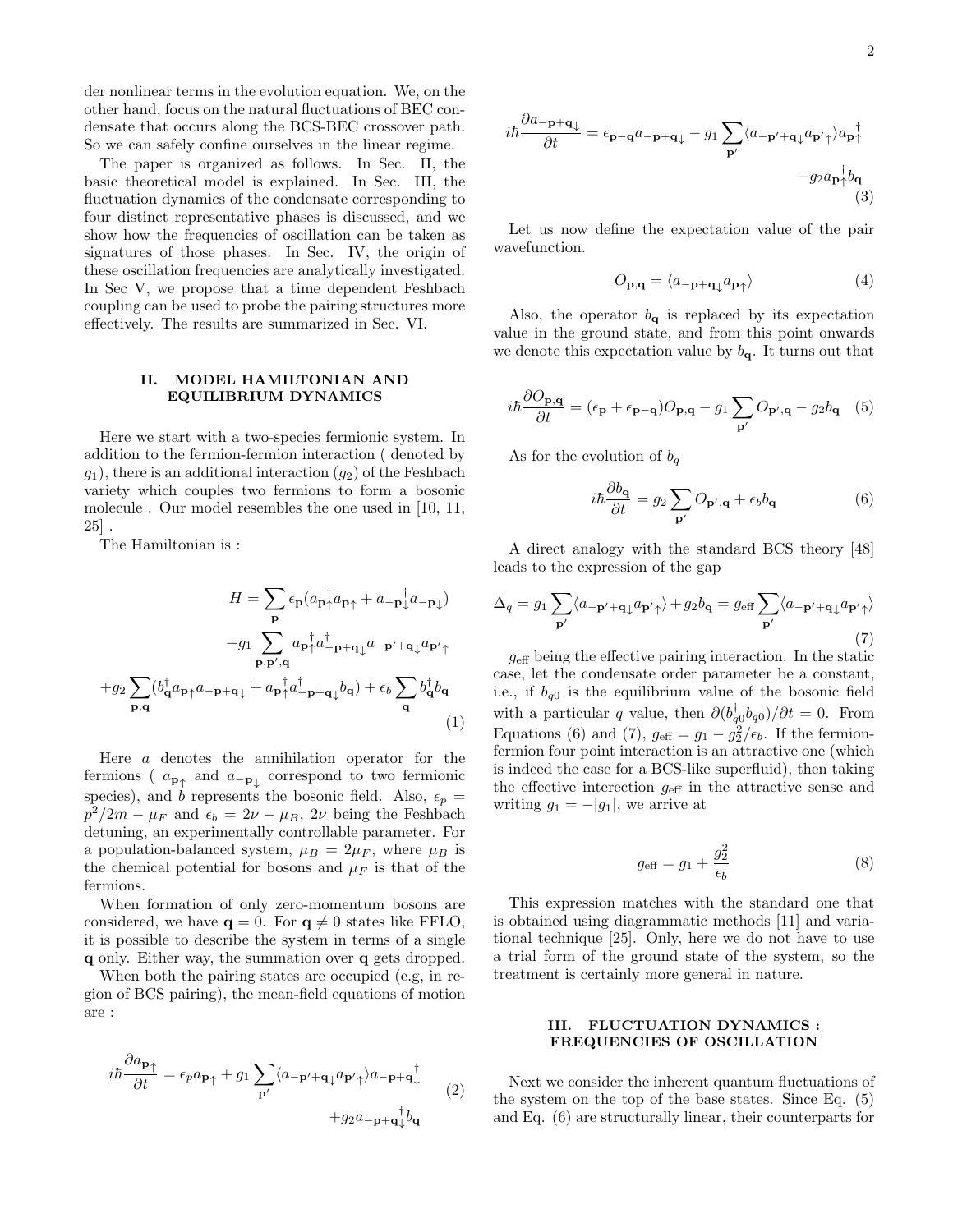der nonlinear terms in the evolution equation. We, on the other hand, focus on the natural fluctuations of BEC condensate that occurs along the BCS-BEC crossover path. So we can safely confine ourselves in the linear regime.

The paper is organized as follows. In Sec. II, the basic theoretical model is explained. In Sec. III, the fluctuation dynamics of the condensate corresponding to four distinct representative phases is discussed, and we show how the frequencies of oscillation can be taken as signatures of those phases. In Sec. IV, the origin of these oscillation frequencies are analytically investigated. In Sec V, we propose that a time dependent Feshbach coupling can be used to probe the pairing structures more effectively. The results are summarized in Sec. VI.

## II. MODEL HAMILTONIAN AND EQUILIBRIUM DYNAMICS

Here we start with a two-species fermionic system. In addition to the fermion-fermion interaction ( denoted by $g_1$), there is an additional interaction ($g_2$) of the Feshbach variety which couples two fermions to form a bosonic molecule . Our model resembles the one used in [10, 11, 25] .

The Hamiltonian is :

$$H = \sum_{\mathbf{p}} \epsilon_{\mathbf{p}} (a_{\mathbf{p}\uparrow}^{\dagger} a_{\mathbf{p}\uparrow} + a_{-\mathbf{p}\downarrow}^{\dagger} a_{-\mathbf{p}\downarrow}) + g_1 \sum_{\mathbf{p},\mathbf{p}',\mathbf{q}} a_{\mathbf{p}\uparrow}^{\dagger} a_{-\mathbf{p}+\mathbf{q}\downarrow}^{\dagger} a_{-\mathbf{p}'+\mathbf{q}\downarrow} a_{\mathbf{p}'\uparrow} + g_2 \sum_{\mathbf{p},\mathbf{q}} (b_{\mathbf{q}}^{\dagger} a_{\mathbf{p}\uparrow} a_{-\mathbf{p}+\mathbf{q}\downarrow} + a_{\mathbf{p}\uparrow}^{\dagger} a_{-\mathbf{p}+\mathbf{q}\downarrow}^{\dagger} b_{\mathbf{q}}) + \epsilon_b \sum_{\mathbf{q}} b_{\mathbf{q}}^{\dagger} b_{\mathbf{q}} \tag{1}$$

Here $a$ denotes the annihilation operator for the fermions ( $a_{\mathbf{p}\uparrow}$ and $a_{-\mathbf{p}\downarrow}$ correspond to two fermionic species), and $b$ represents the bosonic field. Also, $\epsilon_p = p^2/2m - \mu_F$ and $\epsilon_b = 2\nu - \mu_B$, $2\nu$ being the Feshbach detuning, an experimentally controllable parameter. For a population-balanced system, $\mu_B = 2\mu_F$, where $\mu_B$ is the chemical potential for bosons and $\mu_F$ is that of the fermions.

When formation of only zero-momentum bosons are considered, we have $\mathbf{q} = 0$. For $\mathbf{q} \neq 0$ states like FFLO, it is possible to describe the system in terms of a single $\mathbf{q}$ only. Either way, the summation over $\mathbf{q}$ gets dropped.

When both the pairing states are occupied (e.g, in region of BCS pairing), the mean-field equations of motion are :

$$i\hbar \frac{\partial a_{\mathbf{p}\uparrow}}{\partial t} = \epsilon_p a_{\mathbf{p}\uparrow} + g_1 \sum_{\mathbf{p}'} \langle a_{-\mathbf{p}'+\mathbf{q}\downarrow} a_{\mathbf{p}'\uparrow} \rangle a_{-\mathbf{p}+\mathbf{q}\downarrow}^{\dagger} + g_2 a_{-\mathbf{p}+\mathbf{q}\downarrow}^{\dagger} b_{\mathbf{q}} \tag{2}$$

$$i\hbar \frac{\partial a_{-\mathbf{p}+\mathbf{q}\downarrow}}{\partial t} = \epsilon_{\mathbf{p}-\mathbf{q}} a_{-\mathbf{p}+\mathbf{q}\downarrow} - g_1 \sum_{\mathbf{p}'} \langle a_{-\mathbf{p}'+\mathbf{q}\downarrow} a_{\mathbf{p}'\uparrow} \rangle a_{\mathbf{p}\uparrow}^{\dagger} - g_2 a_{\mathbf{p}\uparrow}^{\dagger} b_{\mathbf{q}} \tag{3}$$

Let us now define the expectation value of the pair wavefunction.

$$O_{\mathbf{p},\mathbf{q}} = \langle a_{-\mathbf{p}+\mathbf{q}\downarrow} a_{\mathbf{p}\uparrow} \rangle \tag{4}$$

Also, the operator $b_{\mathbf{q}}$ is replaced by its expectation value in the ground state, and from this point onwards we denote this expectation value by $b_{\mathbf{q}}$. It turns out that

$$i\hbar \frac{\partial O_{\mathbf{p},\mathbf{q}}}{\partial t} = (\epsilon_{\mathbf{p}} + \epsilon_{\mathbf{p}-\mathbf{q}}) O_{\mathbf{p},\mathbf{q}} - g_1 \sum_{\mathbf{p}'} O_{\mathbf{p}',\mathbf{q}} - g_2 b_{\mathbf{q}} \tag{5}$$

As for the evolution of $b_q$

$$i\hbar \frac{\partial b_{\mathbf{q}}}{\partial t} = g_2 \sum_{\mathbf{p}'} O_{\mathbf{p}',\mathbf{q}} + \epsilon_b b_{\mathbf{q}} \tag{6}$$

A direct analogy with the standard BCS theory [48] leads to the expression of the gap

$$\Delta_q = g_1 \sum_{\mathbf{p}'} \langle a_{-\mathbf{p}'+\mathbf{q}\downarrow} a_{\mathbf{p}'\uparrow} \rangle + g_2 b_{\mathbf{q}} = g_{\text{eff}} \sum_{\mathbf{p}'} \langle a_{-\mathbf{p}'+\mathbf{q}\downarrow} a_{\mathbf{p}'\uparrow} \rangle \tag{7}$$

$g_{\text{eff}}$ being the effective pairing interaction. In the static case, let the condensate order parameter be a constant, i.e., if $b_{q0}$ is the equilibrium value of the bosonic field with a particular $q$ value, then $\partial(b_{q0}^{\dagger} b_{q0})/\partial t = 0$. From Equations (6) and (7), $g_{\text{eff}} = g_1 - g_2^2/\epsilon_b$. If the fermion-fermion four point interaction is an attractive one (which is indeed the case for a BCS-like superfluid), then taking the effective interection $g_{\text{eff}}$ in the attractive sense and writing $g_1 = -|g_1|$, we arrive at

$$g_{\text{eff}} = g_1 + \frac{g_2^2}{\epsilon_b} \tag{8}$$

This expression matches with the standard one that is obtained using diagrammatic methods [11] and variational technique [25]. Only, here we do not have to use a trial form of the ground state of the system, so the treatment is certainly more general in nature.

## III. FLUCTUATION DYNAMICS : FREQUENCIES OF OSCILLATION

Next we consider the inherent quantum fluctuations of the system on the top of the base states. Since Eq. (5) and Eq. (6) are structurally linear, their counterparts for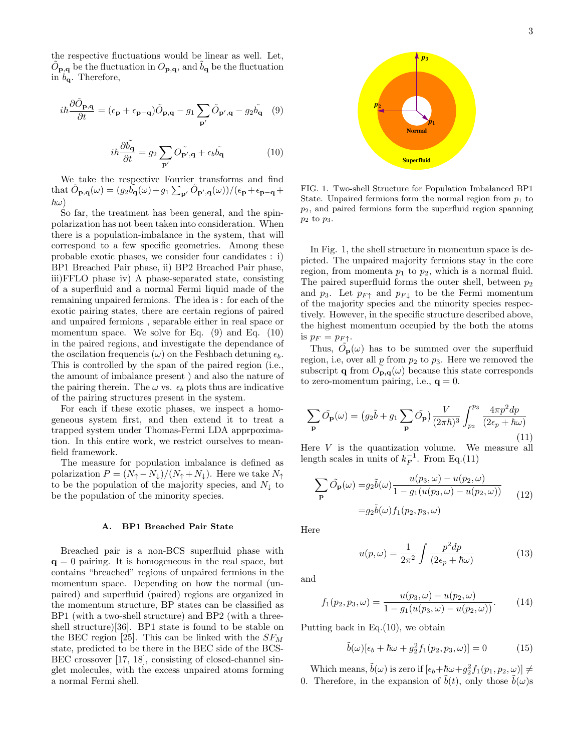the respective fluctuations would be linear as well. Let, $\tilde{O}_{\mathbf{p},\mathbf{q}}$ be the fluctuation in $O_{\mathbf{p},\mathbf{q}}$, and $\tilde{b}_{\mathbf{q}}$ be the fluctuation in $b_{\mathbf{q}}$. Therefore,

$$i\hbar\frac{\partial \tilde{O}_{\mathbf{p},\mathbf{q}}}{\partial t} = (\epsilon_{\mathbf{p}} + \epsilon_{\mathbf{p-q}})\tilde{O}_{\mathbf{p},\mathbf{q}} - g_1 \sum_{\mathbf{p}'} \tilde{O}_{\mathbf{p}',\mathbf{q}} - g_2 \tilde{b_{\mathbf{q}}} \quad (9)$$

$$i\hbar\frac{\partial \tilde{b_{\mathbf{q}}}}{\partial t} = g_2 \sum_{\mathbf{p}'} \tilde{O_{\mathbf{p}',\mathbf{q}}} + \epsilon_b \tilde{b_{\mathbf{q}}} \quad (10)$$

We take the respective Fourier transforms and find that $\tilde{O}_{\mathbf{p},\mathbf{q}}(\omega) = (g_2\tilde{b}_{\mathbf{q}}(\omega) + g_1\sum_{\mathbf{p}'}\tilde{O}_{\mathbf{p}',\mathbf{q}}(\omega))/(\epsilon_{\mathbf{p}} + \epsilon_{\mathbf{p-q}} + \hbar\omega)$

So far, the treatment has been general, and the spin-polarization has not been taken into consideration. When there is a population-imbalance in the system, that will correspond to a few specific geometries. Among these probable exotic phases, we consider four candidates : i) BP1 Breached Pair phase, ii) BP2 Breached Pair phase, iii)FFLO phase iv) A phase-separated state, consisting of a superfluid and a normal Fermi liquid made of the remaining unpaired fermions. The idea is : for each of the exotic pairing states, there are certain regions of paired and unpaired fermions , separable either in real space or momentum space. We solve for Eq. (9) and Eq. (10) in the paired regions, and investigate the dependance of the oscilation frequencies ($\omega$) on the Feshbach detuning $\epsilon_b$. This is controlled by the span of the paired region (i.e., the amount of imbalance present ) and also the nature of the pairing therein. The $\omega$ vs. $\epsilon_b$ plots thus are indicative of the pairing structures present in the system.

For each if these exotic phases, we inspect a homogeneous system first, and then extend it to treat a trapped system under Thomas-Fermi LDA apprpoximation. In this entire work, we restrict ourselves to mean-field framework.

The measure for population imbalance is defined as polarization $P = (N_\uparrow - N_\downarrow)/(N_\uparrow + N_\downarrow)$. Here we take $N_\uparrow$ to be the population of the majority species, and $N_\downarrow$ to be the population of the minority species.

### A. BP1 Breached Pair State

Breached pair is a non-BCS superfluid phase with $\mathbf{q} = 0$ pairing. It is homogeneous in the real space, but contains "breached" regions of unpaired fermions in the momentum space. Depending on how the normal (unpaired) and superfluid (paired) regions are organized in the momentum structure, BP states can be classified as BP1 (with a two-shell structure) and BP2 (with a three-shell structure)[36]. BP1 state is found to be stable on the BEC region [25]. This can be linked with the $SF_M$ state, predicted to be there in the BEC side of the BCS-BEC crossover [17, 18], consisting of closed-channel singlet molecules, with the excess unpaired atoms forming a normal Fermi shell.

$p_3$

$p_2$

$p_1$

Normal

Superfluid

FIG. 1. Two-shell Structure for Population Imbalanced BP1 State. Unpaired fermions form the normal region from $p_1$ to $p_2$, and paired fermions form the superfluid region spanning $p_2$ to $p_3$.

In Fig. 1, the shell structure in momentum space is depicted. The unpaired majority fermions stay in the core region, from momenta $p_1$ to $p_2$, which is a normal fluid. The paired superfluid forms the outer shell, between $p_2$ and $p_3$. Let $p_{F\uparrow}$ and $p_{F\downarrow}$ to be the Fermi momentum of the majority species and the minority species respectively. However, in the specific structure described above, the highest momentum occupied by the both the atoms is $p_F = p_{F\uparrow}$.

Thus, $\tilde{O_{\mathbf{p}}}(\omega)$ has to be summed over the superfluid region, i.e, over all $p$ from $p_2$ to $p_3$. Here we removed the subscript $\mathbf{q}$ from $O_{\mathbf{p},\mathbf{q}}(\omega)$ because this state corresponds to zero-momentum pairing, i.e., $\mathbf{q} = 0$.

$$\sum_{\mathbf{p}} \tilde{O_{\mathbf{p}}}(\omega) = \left(g_2\tilde{b} + g_1\sum_{\mathbf{p}}\tilde{O_{\mathbf{p}}}\right)\frac{V}{(2\pi\hbar)^3}\int_{p_2}^{p_3}\frac{4\pi p^2 dp}{(2\epsilon_p + \hbar\omega)} \quad (11)$$

Here $V$ is the quantization volume. We measure all length scales in units of $k_F^{-1}$. From Eq.(11)

$$\begin{aligned}\sum_{\mathbf{p}} \tilde{O_{\mathbf{p}}}(\omega) &= g_2\tilde{b}(\omega)\frac{u(p_3,\omega) - u(p_2,\omega)}{1 - g_1(u(p_3,\omega) - u(p_2,\omega))} \\ &= g_2\tilde{b}(\omega)f_1(p_2,p_3,\omega)\end{aligned} \quad (12)$$

Here

$$u(p,\omega) = \frac{1}{2\pi^2}\int\frac{p^2 dp}{(2\epsilon_p + \hbar\omega)} \quad (13)$$

and

$$f_1(p_2,p_3,\omega) = \frac{u(p_3,\omega) - u(p_2,\omega)}{1 - g_1(u(p_3,\omega) - u(p_2,\omega))}. \quad (14)$$

Putting back in Eq.(10), we obtain

$$\tilde{b}(\omega)[\epsilon_b + \hbar\omega + g_2^2 f_1(p_2,p_3,\omega)] = 0 \quad (15)$$

Which means, $\tilde{b}(\omega)$ is zero if $[\epsilon_b + \hbar\omega + g_2^2 f_1(p_1,p_2,\omega)] \neq 0$. Therefore, in the expansion of $\tilde{b}(t)$, only those $\tilde{b}(\omega)$s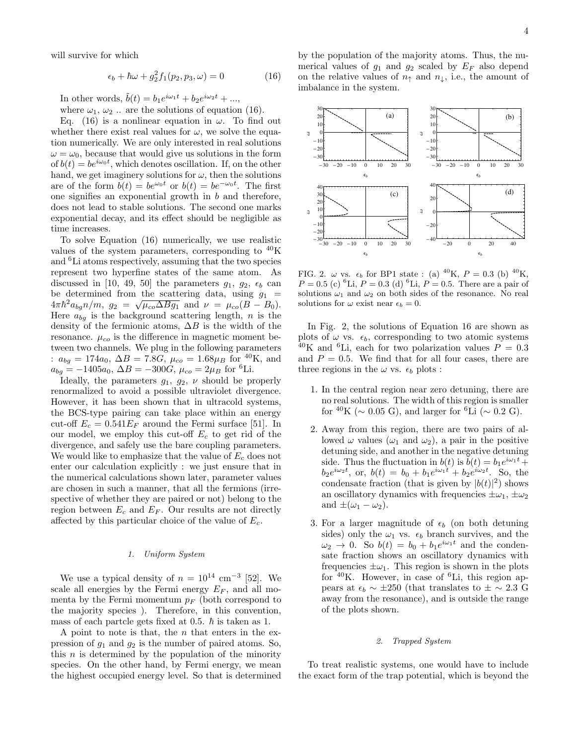will survive for which

$$\epsilon_b + \hbar\omega + g_2^2 f_1(p_2, p_3, \omega) = 0 \qquad (16)$$

In other words, $\tilde{b}(t) = b_1 e^{i\omega_1 t} + b_2 e^{i\omega_2 t} + ...,$

where $\omega_1$, $\omega_2$ .. are the solutions of equation (16).

Eq. (16) is a nonlinear equation in $\omega$. To find out whether there exist real values for $\omega$, we solve the equation numerically. We are only interested in real solutions $\omega = \omega_0$, because that would give us solutions in the form of $b(t) = be^{i\omega_0 t}$, which denotes oscillation. If, on the other hand, we get imaginery solutions for $\omega$, then the solutions are of the form $b(t) = be^{\omega_0 t}$ or $b(t) = be^{-\omega_0 t}$. The first one signifies an exponential growth in $b$ and therefore, does not lead to stable solutions. The second one marks exponential decay, and its effect should be negligible as time increases.

To solve Equation (16) numerically, we use realistic values of the system parameters, corresponding to $^{40}$K and $^{6}$Li atoms respectively, assuming that the two species represent two hyperfine states of the same atom. As discussed in [10, 49, 50] the parameters $g_1$, $g_2$, $\epsilon_b$ can be determined from the scattering data, using $g_1 = 4\pi\hbar^2 a_{bg} n/m$, $g_2 = \sqrt{\mu_{co}\Delta B g_1}$ and $\nu = \mu_{co}(B - B_0)$. Here $a_{bg}$ is the background scattering length, $n$ is the density of the fermionic atoms, $\Delta B$ is the width of the resonance. $\mu_{co}$ is the difference in magnetic moment between two channels. We plug in the following parameters : $a_{bg} = 174a_0$, $\Delta B = 7.8G$, $\mu_{co} = 1.68\mu_B$ for $^{40}$K, and $a_{bg} = -1405a_0$, $\Delta B = -300G$, $\mu_{co} = 2\mu_B$ for $^{6}$Li.

Ideally, the parameters $g_1$, $g_2$, $\nu$ should be properly renormalized to avoid a possible ultraviolet divergence. However, it has been shown that in ultracold systems, the BCS-type pairing can take place within an energy cut-off $E_c = 0.541E_F$ around the Fermi surface [51]. In our model, we employ this cut-off $E_c$ to get rid of the divergence, and safely use the bare coupling parameters. We would like to emphasize that the value of $E_c$ does not enter our calculation explicitly : we just ensure that in the numerical calculations shown later, parameter values are chosen in such a manner, that all the fermions (irrespective of whether they are paired or not) belong to the region between $E_c$ and $E_F$. Our results are not directly affected by this particular choice of the value of $E_c$.

### 1. Uniform System

We use a typical density of $n = 10^{14}$ cm$^{-3}$ [52]. We scale all energies by the Fermi energy $E_F$, and all momenta by the Fermi momentum $p_F$ (both correspond to the majority species ). Therefore, in this convention, mass of each partcle gets fixed at 0.5. $\hbar$ is taken as 1.

A point to note is that, the $n$ that enters in the expression of $g_1$ and $g_2$ is the number of paired atoms. So, this $n$ is determined by the population of the minority species. On the other hand, by Fermi energy, we mean the highest occupied energy level. So that is determined by the population of the majority atoms. Thus, the numerical values of $g_1$ and $g_2$ scaled by $E_F$ also depend on the relative values of $n_\uparrow$ and $n_\downarrow$, i.e., the amount of imbalance in the system.

(a) (b) (c) (d)

ω

$\epsilon_b$

FIG. 2. $\omega$ vs. $\epsilon_b$ for BP1 state : (a) $^{40}$K, $P = 0.3$ (b) $^{40}$K, $P = 0.5$ (c) $^{6}$Li, $P = 0.3$ (d) $^{6}$Li, $P = 0.5$. There are a pair of solutions $\omega_1$ and $\omega_2$ on both sides of the resonance. No real solutions for $\omega$ exist near $\epsilon_b = 0$.

In Fig. 2, the solutions of Equation 16 are shown as plots of $\omega$ vs. $\epsilon_b$, corresponding to two atomic systems $^{40}$K and $^{6}$Li, each for two polarization values $P = 0.3$ and $P = 0.5$. We find that for all four cases, there are three regions in the $\omega$ vs. $\epsilon_b$ plots :

1. In the central region near zero detuning, there are no real solutions. The width of this region is smaller for $^{40}$K ($\sim$ 0.05 G), and larger for $^{6}$Li ($\sim$ 0.2 G).

2. Away from this region, there are two pairs of allowed $\omega$ values ($\omega_1$ and $\omega_2$), a pair in the positive detuning side, and another in the negative detuning side. Thus the fluctuation in $b(t)$ is $\tilde{b}(t) = b_1 e^{i\omega_1 t} + b_2 e^{i\omega_2 t}$, or, $b(t) = b_0 + b_1 e^{i\omega_1 t} + b_2 e^{i\omega_2 t}$. So, the condensate fraction (that is given by $|b(t)|^2$) shows an oscillatory dynamics with frequencies $\pm\omega_1$, $\pm\omega_2$ and $\pm(\omega_1 - \omega_2)$.

3. For a larger magnitude of $\epsilon_b$ (on both detuning sides) only the $\omega_1$ vs. $\epsilon_b$ branch survives, and the $\omega_2 \to 0$. So $b(t) = b_0 + b_1 e^{i\omega_1 t}$ and the condensate fraction shows an oscillatory dynamics with frequencies $\pm\omega_1$. This region is shown in the plots for $^{40}$K. However, in case of $^{6}$Li, this region appears at $\epsilon_b \sim \pm 250$ (that translates to $\pm \sim 2.3$ G away from the resonance), and is outside the range of the plots shown.

### 2. Trapped System

To treat realistic systems, one would have to include the exact form of the trap potential, which is beyond the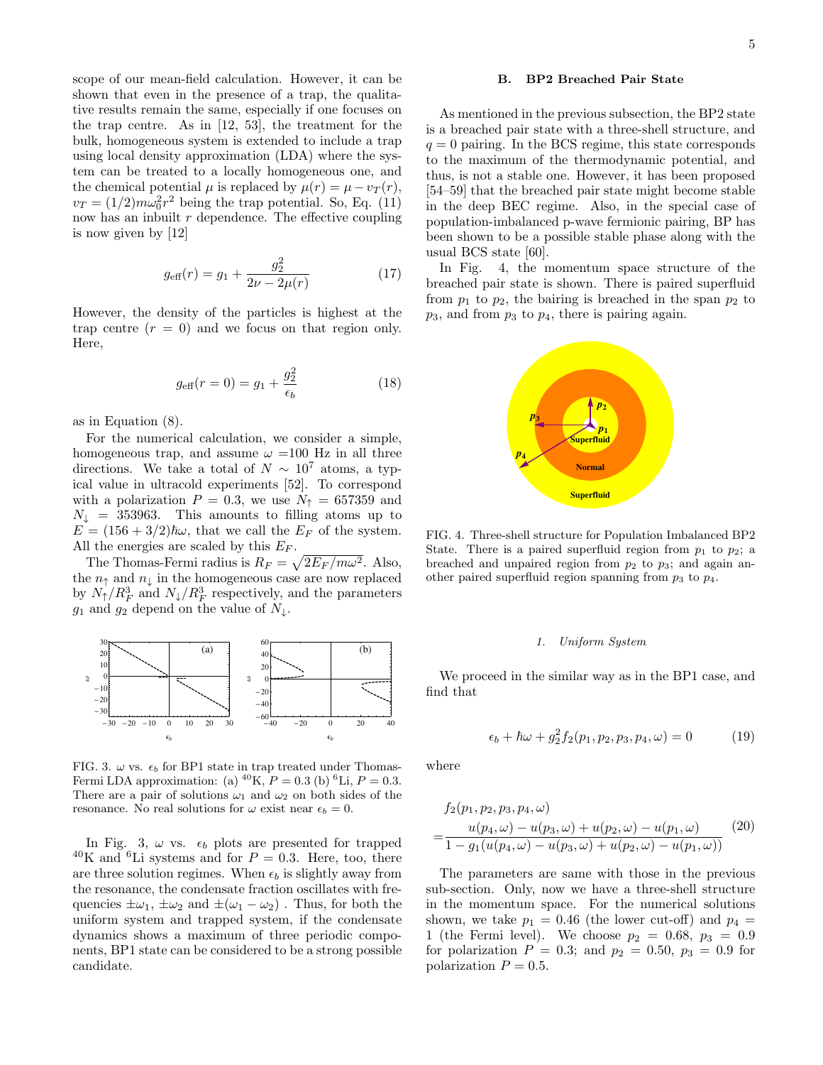scope of our mean-field calculation. However, it can be shown that even in the presence of a trap, the qualitative results remain the same, especially if one focuses on the trap centre. As in [12, 53], the treatment for the bulk, homogeneous system is extended to include a trap using local density approximation (LDA) where the system can be treated to a locally homogeneous one, and the chemical potential $\mu$ is replaced by $\mu(r) = \mu - v_T(r)$, $v_T = (1/2)m\omega_0^2 r^2$ being the trap potential. So, Eq. (11) now has an inbuilt $r$ dependence. The effective coupling is now given by [12]

$$g_{\text{eff}}(r) = g_1 + \frac{g_2^2}{2\nu - 2\mu(r)} \tag{17}$$

However, the density of the particles is highest at the trap centre ($r = 0$) and we focus on that region only. Here,

$$g_{\text{eff}}(r = 0) = g_1 + \frac{g_2^2}{\epsilon_b} \tag{18}$$

as in Equation (8).

For the numerical calculation, we consider a simple, homogeneous trap, and assume $\omega$ =100 Hz in all three directions. We take a total of $N \sim 10^7$ atoms, a typical value in ultracold experiments [52]. To correspond with a polarization $P = 0.3$, we use $N_\uparrow = 657359$ and $N_\downarrow = 353963$. This amounts to filling atoms up to $E = (156 + 3/2)\hbar\omega$, that we call the $E_F$ of the system. All the energies are scaled by this $E_F$.

The Thomas-Fermi radius is $R_F = \sqrt{2E_F/m\omega^2}$. Also, the $n_\uparrow$ and $n_\downarrow$ in the homogeneous case are now replaced by $N_\uparrow/R_F^3$ and $N_\downarrow/R_F^3$ respectively, and the parameters $g_1$ and $g_2$ depend on the value of $N_\downarrow$.

(a)
ω
ε_b
30
20
10
0
−10
−20
−30
−30 −20 −10 0 10 20 30

(b)
ω
ε_b
60
40
20
0
−20
−40
−60
−40 −20 0 20 40

FIG. 3. $\omega$ vs. $\epsilon_b$ for BP1 state in trap treated under Thomas-Fermi LDA approximation: (a) $^{40}$K, $P = 0.3$ (b) $^{6}$Li, $P = 0.3$. There are a pair of solutions $\omega_1$ and $\omega_2$ on both sides of the resonance. No real solutions for $\omega$ exist near $\epsilon_b = 0$.

In Fig. 3, $\omega$ vs. $\epsilon_b$ plots are presented for trapped $^{40}$K and $^{6}$Li systems and for $P = 0.3$. Here, too, there are three solution regimes. When $\epsilon_b$ is slightly away from the resonance, the condensate fraction oscillates with frequencies $\pm\omega_1$, $\pm\omega_2$ and $\pm(\omega_1 - \omega_2)$ . Thus, for both the uniform system and trapped system, if the condensate dynamics shows a maximum of three periodic components, BP1 state can be considered to be a strong possible candidate.

### B. BP2 Breached Pair State

As mentioned in the previous subsection, the BP2 state is a breached pair state with a three-shell structure, and $q = 0$ pairing. In the BCS regime, this state corresponds to the maximum of the thermodynamic potential, and thus, is not a stable one. However, it has been proposed [54–59] that the breached pair state might become stable in the deep BEC regime. Also, in the special case of population-imbalanced p-wave fermionic pairing, BP has been shown to be a possible stable phase along with the usual BCS state [60].

In Fig. 4, the momentum space structure of the breached pair state is shown. There is paired superfluid from $p_1$ to $p_2$, the bairing is breached in the span $p_2$ to $p_3$, and from $p_3$ to $p_4$, there is pairing again.

p2
p1
p3
p4
Superfluid
Normal
Superfluid

FIG. 4. Three-shell structure for Population Imbalanced BP2 State. There is a paired superfluid region from $p_1$ to $p_2$; a breached and unpaired region from $p_2$ to $p_3$; and again another paired superfluid region spanning from $p_3$ to $p_4$.

#### 1. Uniform System

We proceed in the similar way as in the BP1 case, and find that

$$\epsilon_b + \hbar\omega + g_2^2 f_2(p_1, p_2, p_3, p_4, \omega) = 0 \tag{19}$$

where

$$\begin{aligned} & f_2(p_1, p_2, p_3, p_4, \omega) \\ =& \frac{u(p_4, \omega) - u(p_3, \omega) + u(p_2, \omega) - u(p_1, \omega)}{1 - g_1(u(p_4, \omega) - u(p_3, \omega) + u(p_2, \omega) - u(p_1, \omega))} \end{aligned} \tag{20}$$

The parameters are same with those in the previous sub-section. Only, now we have a three-shell structure in the momentum space. For the numerical solutions shown, we take $p_1 = 0.46$ (the lower cut-off) and $p_4 = 1$ (the Fermi level). We choose $p_2 = 0.68$, $p_3 = 0.9$ for polarization $P = 0.3$; and $p_2 = 0.50$, $p_3 = 0.9$ for polarization $P = 0.5$.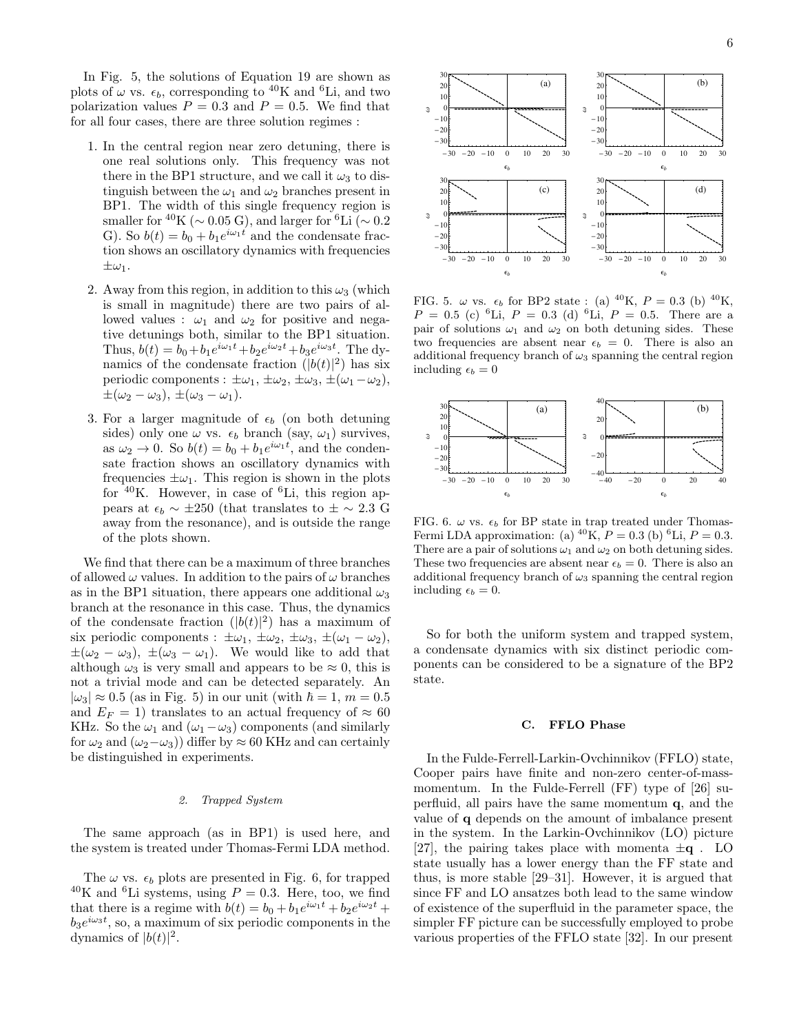In Fig. 5, the solutions of Equation 19 are shown as plots of $\omega$ vs. $\epsilon_b$, corresponding to $^{40}$K and $^6$Li, and two polarization values $P = 0.3$ and $P = 0.5$. We find that for all four cases, there are three solution regimes :

1. In the central region near zero detuning, there is one real solutions only. This frequency was not there in the BP1 structure, and we call it $\omega_3$ to distinguish between the $\omega_1$ and $\omega_2$ branches present in BP1. The width of this single frequency region is smaller for $^{40}$K ($\sim 0.05$ G), and larger for $^6$Li ($\sim 0.2$ G). So $b(t) = b_0 + b_1 e^{i\omega_1 t}$ and the condensate fraction shows an oscillatory dynamics with frequencies $\pm\omega_1$.

2. Away from this region, in addition to this $\omega_3$ (which is small in magnitude) there are two pairs of allowed values : $\omega_1$ and $\omega_2$ for positive and negative detunings both, similar to the BP1 situation. Thus, $b(t) = b_0 + b_1 e^{i\omega_1 t} + b_2 e^{i\omega_2 t} + b_3 e^{i\omega_3 t}$. The dynamics of the condensate fraction ($|b(t)|^2$) has six periodic components : $\pm\omega_1$, $\pm\omega_2$, $\pm\omega_3$, $\pm(\omega_1 - \omega_2)$, $\pm(\omega_2 - \omega_3)$, $\pm(\omega_3 - \omega_1)$.

3. For a larger magnitude of $\epsilon_b$ (on both detuning sides) only one $\omega$ vs. $\epsilon_b$ branch (say, $\omega_1$) survives, as $\omega_2 \to 0$. So $b(t) = b_0 + b_1 e^{i\omega_1 t}$, and the condensate fraction shows an oscillatory dynamics with frequencies $\pm\omega_1$. This region is shown in the plots for $^{40}$K. However, in case of $^6$Li, this region appears at $\epsilon_b \sim \pm 250$ (that translates to $\pm \sim 2.3$ G away from the resonance), and is outside the range of the plots shown.

We find that there can be a maximum of three branches of allowed $\omega$ values. In addition to the pairs of $\omega$ branches as in the BP1 situation, there appears one additional $\omega_3$ branch at the resonance in this case. Thus, the dynamics of the condensate fraction ($|b(t)|^2$) has a maximum of six periodic components : $\pm\omega_1$, $\pm\omega_2$, $\pm\omega_3$, $\pm(\omega_1 - \omega_2)$, $\pm(\omega_2 - \omega_3)$, $\pm(\omega_3 - \omega_1)$. We would like to add that although $\omega_3$ is very small and appears to be $\approx 0$, this is not a trivial mode and can be detected separately. An $|\omega_3| \approx 0.5$ (as in Fig. 5) in our unit (with $\hbar = 1$, $m = 0.5$ and $E_F = 1$) translates to an actual frequency of $\approx 60$ KHz. So the $\omega_1$ and $(\omega_1 - \omega_3)$ components (and similarly for $\omega_2$ and $(\omega_2 - \omega_3)$) differ by $\approx 60$ KHz and can certainly be distinguished in experiments.

#### 2. Trapped System

The same approach (as in BP1) is used here, and the system is treated under Thomas-Fermi LDA method.

The $\omega$ vs. $\epsilon_b$ plots are presented in Fig. 6, for trapped $^{40}$K and $^6$Li systems, using $P = 0.3$. Here, too, we find that there is a regime with $b(t) = b_0 + b_1 e^{i\omega_1 t} + b_2 e^{i\omega_2 t} + b_3 e^{i\omega_3 t}$, so, a maximum of six periodic components in the dynamics of $|b(t)|^2$.

(a) (b) (c) (d)
ω
εb

FIG. 5. $\omega$ vs. $\epsilon_b$ for BP2 state : (a) $^{40}$K, $P = 0.3$ (b) $^{40}$K, $P = 0.5$ (c) $^6$Li, $P = 0.3$ (d) $^6$Li, $P = 0.5$. There are a pair of solutions $\omega_1$ and $\omega_2$ on both detuning sides. These two frequencies are absent near $\epsilon_b = 0$. There is also an additional frequency branch of $\omega_3$ spanning the central region including $\epsilon_b = 0$

(a) (b)
ω
εb

FIG. 6. $\omega$ vs. $\epsilon_b$ for BP state in trap treated under Thomas-Fermi LDA approximation: (a) $^{40}$K, $P = 0.3$ (b) $^6$Li, $P = 0.3$. There are a pair of solutions $\omega_1$ and $\omega_2$ on both detuning sides. These two frequencies are absent near $\epsilon_b = 0$. There is also an additional frequency branch of $\omega_3$ spanning the central region including $\epsilon_b = 0$.

So for both the uniform system and trapped system, a condensate dynamics with six distinct periodic components can be considered to be a signature of the BP2 state.

### C. FFLO Phase

In the Fulde-Ferrell-Larkin-Ovchinnikov (FFLO) state, Cooper pairs have finite and non-zero center-of-mass-momentum. In the Fulde-Ferrell (FF) type of [26] superfluid, all pairs have the same momentum $\mathbf{q}$, and the value of $\mathbf{q}$ depends on the amount of imbalance present in the system. In the Larkin-Ovchinnikov (LO) picture [27], the pairing takes place with momenta $\pm\mathbf{q}$ . LO state usually has a lower energy than the FF state and thus, is more stable [29–31]. However, it is argued that since FF and LO ansatzes both lead to the same window of existence of the superfluid in the parameter space, the simpler FF picture can be successfully employed to probe various properties of the FFLO state [32]. In our present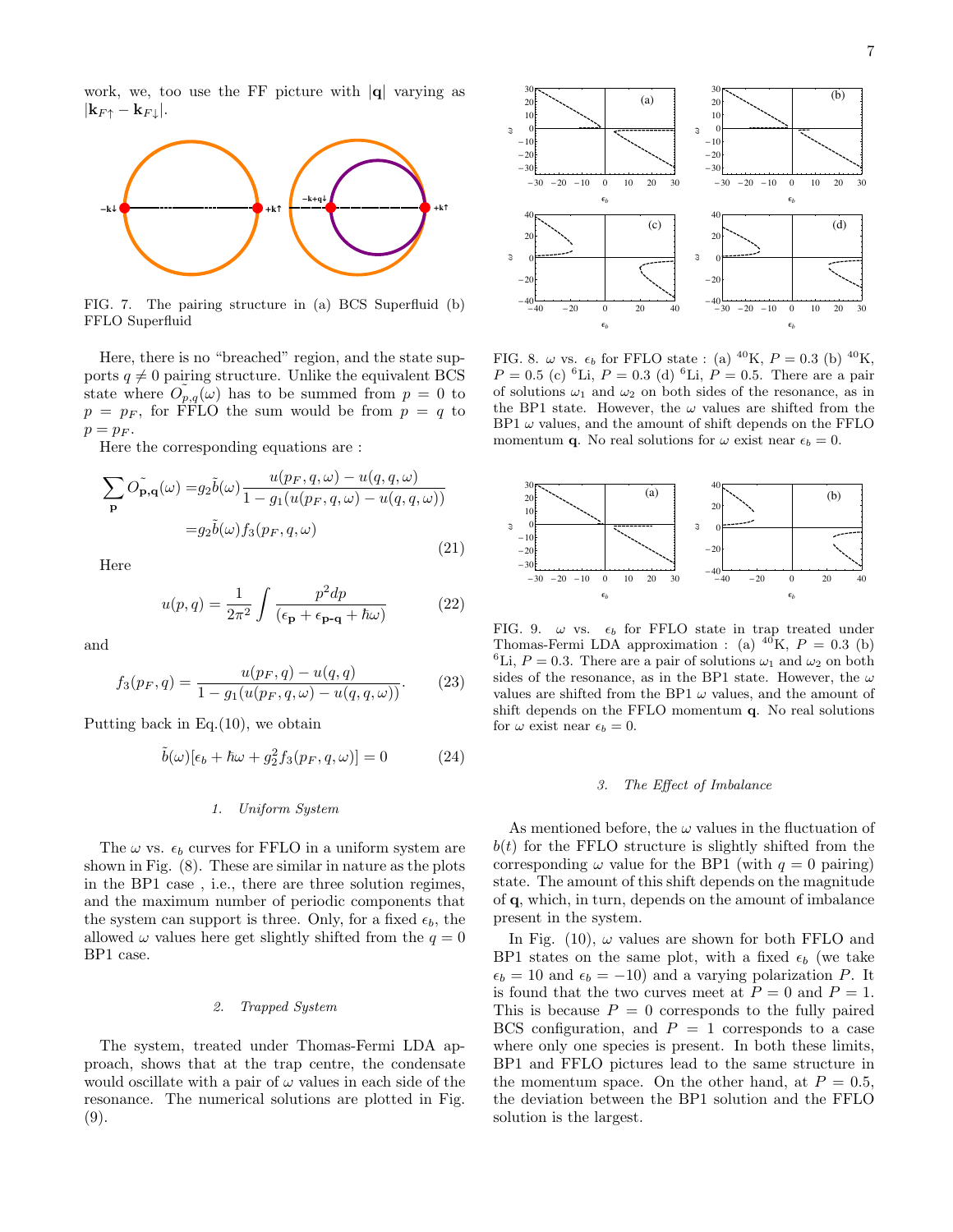work, we, too use the FF picture with $|\mathbf{q}|$ varying as $|\mathbf{k}_{F\uparrow} - \mathbf{k}_{F\downarrow}|$.

−k↓
+k↑
−k+q↓
+k↑

FIG. 7. The pairing structure in (a) BCS Superfluid (b) FFLO Superfluid

Here, there is no "breached" region, and the state supports $q \neq 0$ pairing structure. Unlike the equivalent BCS state where $\tilde{O_{p,q}}(\omega)$ has to be summed from $p = 0$ to $p = p_F$, for FFLO the sum would be from $p = q$ to $p = p_F$.

Here the corresponding equations are :

$$\sum_{\mathbf{p}} \tilde{O_{\mathbf{p},\mathbf{q}}}(\omega) = g_2 \tilde{b}(\omega) \frac{u(p_F, q, \omega) - u(q, q, \omega)}{1 - g_1(u(p_F, q, \omega) - u(q, q, \omega))}$$
$$= g_2 \tilde{b}(\omega) f_3(p_F, q, \omega) \tag{21}$$

Here

$$u(p, q) = \frac{1}{2\pi^2} \int \frac{p^2 dp}{(\epsilon_{\mathbf{p}} + \epsilon_{\mathbf{p\text{-}q}} + \hbar\omega)} \tag{22}$$

and

$$f_3(p_F, q) = \frac{u(p_F, q) - u(q, q)}{1 - g_1(u(p_F, q, \omega) - u(q, q, \omega))}. \tag{23}$$

Putting back in Eq.(10), we obtain

$$\tilde{b}(\omega)[\epsilon_b + \hbar\omega + g_2^2 f_3(p_F, q, \omega)] = 0 \tag{24}$$

### 1. Uniform System

The $\omega$ vs. $\epsilon_b$ curves for FFLO in a uniform system are shown in Fig. (8). These are similar in nature as the plots in the BP1 case , i.e., there are three solution regimes, and the maximum number of periodic components that the system can support is three. Only, for a fixed $\epsilon_b$, the allowed $\omega$ values here get slightly shifted from the $q = 0$ BP1 case.

### 2. Trapped System

The system, treated under Thomas-Fermi LDA approach, shows that at the trap centre, the condensate would oscillate with a pair of $\omega$ values in each side of the resonance. The numerical solutions are plotted in Fig. (9).

(a)
(b)
(c)
(d)
ω
$\epsilon_b$

FIG. 8. $\omega$ vs. $\epsilon_b$ for FFLO state : (a) $^{40}$K, $P = 0.3$ (b) $^{40}$K, $P = 0.5$ (c) $^{6}$Li, $P = 0.3$ (d) $^{6}$Li, $P = 0.5$. There are a pair of solutions $\omega_1$ and $\omega_2$ on both sides of the resonance, as in the BP1 state. However, the $\omega$ values are shifted from the BP1 $\omega$ values, and the amount of shift depends on the FFLO momentum $\mathbf{q}$. No real solutions for $\omega$ exist near $\epsilon_b = 0$.

(a)
(b)
ω
$\epsilon_b$

FIG. 9. $\omega$ vs. $\epsilon_b$ for FFLO state in trap treated under Thomas-Fermi LDA approximation : (a) $^{40}$K, $P = 0.3$ (b) $^{6}$Li, $P = 0.3$. There are a pair of solutions $\omega_1$ and $\omega_2$ on both sides of the resonance, as in the BP1 state. However, the $\omega$ values are shifted from the BP1 $\omega$ values, and the amount of shift depends on the FFLO momentum $\mathbf{q}$. No real solutions for $\omega$ exist near $\epsilon_b = 0$.

### 3. The Effect of Imbalance

As mentioned before, the $\omega$ values in the fluctuation of $b(t)$ for the FFLO structure is slightly shifted from the corresponding $\omega$ value for the BP1 (with $q = 0$ pairing) state. The amount of this shift depends on the magnitude of $\mathbf{q}$, which, in turn, depends on the amount of imbalance present in the system.

In Fig. (10), $\omega$ values are shown for both FFLO and BP1 states on the same plot, with a fixed $\epsilon_b$ (we take $\epsilon_b = 10$ and $\epsilon_b = -10$) and a varying polarization $P$. It is found that the two curves meet at $P = 0$ and $P = 1$. This is because $P = 0$ corresponds to the fully paired BCS configuration, and $P = 1$ corresponds to a case where only one species is present. In both these limits, BP1 and FFLO pictures lead to the same structure in the momentum space. On the other hand, at $P = 0.5$, the deviation between the BP1 solution and the FFLO solution is the largest.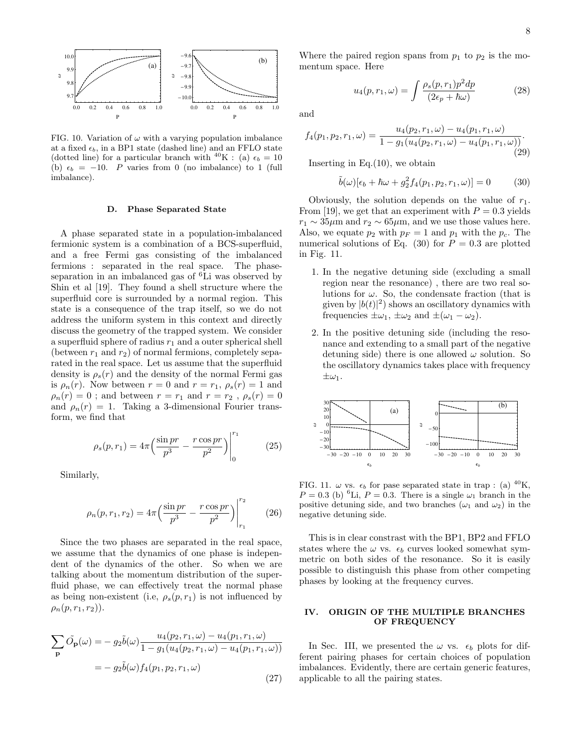10.0
9.9
9.8
9.7
(a)
0.0 0.2 0.4 0.6 0.8 1.0
P
ω

−9.6
−9.7
−9.8
−9.9
−10.0
(b)
0.0 0.2 0.4 0.6 0.8 1.0
P
ω

FIG. 10. Variation of $\omega$ with a varying population imbalance at a fixed $\epsilon_b$, in a BP1 state (dashed line) and an FFLO state (dotted line) for a particular branch with $^{40}$K : (a) $\epsilon_b = 10$ (b) $\epsilon_b = -10$. $P$ varies from 0 (no imbalance) to 1 (full imbalance).

### D. Phase Separated State

A phase separated state in a population-imbalanced fermionic system is a combination of a BCS-superfluid, and a free Fermi gas consisting of the imbalanced fermions : separated in the real space. The phase-separation in an imbalanced gas of $^6$Li was observed by Shin et al [19]. They found a shell structure where the superfluid core is surrounded by a normal region. This state is a consequence of the trap itself, so we do not address the uniform system in this context and directly discuss the geometry of the trapped system. We consider a superfluid sphere of radius $r_1$ and a outer spherical shell (between $r_1$ and $r_2$) of normal fermions, completely separated in the real space. Let us assume that the superfluid density is $\rho_s(r)$ and the density of the normal Fermi gas is $\rho_n(r)$. Now between $r = 0$ and $r = r_1$, $\rho_s(r) = 1$ and $\rho_n(r) = 0$ ; and between $r = r_1$ and $r = r_2$ , $\rho_s(r) = 0$ and $\rho_n(r) = 1$. Taking a 3-dimensional Fourier transform, we find that

$$\rho_s(p, r_1) = 4\pi\Big(\frac{\sin pr}{p^3} - \frac{r\cos pr}{p^2}\Big)\Big|_0^{r_1} \tag{25}$$

Similarly,

$$\rho_n(p, r_1, r_2) = 4\pi\Big(\frac{\sin pr}{p^3} - \frac{r\cos pr}{p^2}\Big)\Big|_{r_1}^{r_2} \tag{26}$$

Since the two phases are separated in the real space, we assume that the dynamics of one phase is independent of the dynamics of the other. So when we are talking about the momentum distribution of the superfluid phase, we can effectively treat the normal phase as being non-existent (i.e, $\rho_s(p, r_1)$ is not influenced by $\rho_n(p, r_1, r_2)$).

$$\begin{aligned}\sum_{\mathbf{p}} \tilde{O_{\mathbf{p}}}(\omega) =& -g_2\tilde{b}(\omega)\frac{u_4(p_2, r_1, \omega) - u_4(p_1, r_1, \omega)}{1 - g_1(u_4(p_2, r_1, \omega) - u_4(p_1, r_1, \omega))} \\ =& -g_2\tilde{b}(\omega)f_4(p_1, p_2, r_1, \omega)\end{aligned} \tag{27}$$

Where the paired region spans from $p_1$ to $p_2$ is the momentum space. Here

$$u_4(p, r_1, \omega) = \int \frac{\rho_s(p, r_1)p^2dp}{(2\epsilon_p + \hbar\omega)} \tag{28}$$

and

$$f_4(p_1, p_2, r_1, \omega) = \frac{u_4(p_2, r_1, \omega) - u_4(p_1, r_1, \omega)}{1 - g_1(u_4(p_2, r_1, \omega) - u_4(p_1, r_1, \omega))}. \tag{29}$$

Inserting in Eq.(10), we obtain

$$\tilde{b}(\omega)[\epsilon_b + \hbar\omega + g_2^2 f_4(p_1, p_2, r_1, \omega)] = 0 \tag{30}$$

Obviously, the solution depends on the value of $r_1$. From [19], we get that an experiment with $P = 0.3$ yields $r_1 \sim 35\mu$m and $r_2 \sim 65\mu$m, and we use those values here. Also, we equate $p_2$ with $p_F = 1$ and $p_1$ with the $p_c$. The numerical solutions of Eq. (30) for $P = 0.3$ are plotted in Fig. 11.

1. In the negative detuning side (excluding a small region near the resonance) , there are two real solutions for $\omega$. So, the condensate fraction (that is given by $|b(t)|^2$) shows an oscillatory dynamics with frequencies $\pm\omega_1$, $\pm\omega_2$ and $\pm(\omega_1 - \omega_2)$.
2. In the positive detuning side (including the resonance and extending to a small part of the negative detuning side) there is one allowed $\omega$ solution. So the oscillatory dynamics takes place with frequency $\pm\omega_1$.

30
20
10
0
−10
−20
−30
(a)
−30 −20 −10 0 10 20 30
$\epsilon_b$
ω

0
−50
−100
(b)
−30 −20 −10 0 10 20 30
$\epsilon_b$
ω

FIG. 11. $\omega$ vs. $\epsilon_b$ for pase separated state in trap : (a) $^{40}$K, $P = 0.3$ (b) $^6$Li, $P = 0.3$. There is a single $\omega_1$ branch in the positive detuning side, and two branches ($\omega_1$ and $\omega_2$) in the negative detuning side.

This is in clear constrast with the BP1, BP2 and FFLO states where the $\omega$ vs. $\epsilon_b$ curves looked somewhat symmetric on both sides of the resonance. So it is easily possible to distinguish this phase from other competing phases by looking at the frequency curves.

## IV. ORIGIN OF THE MULTIPLE BRANCHES OF FREQUENCY

In Sec. III, we presented the $\omega$ vs. $\epsilon_b$ plots for different pairing phases for certain choices of population imbalances. Evidently, there are certain generic features, applicable to all the pairing states.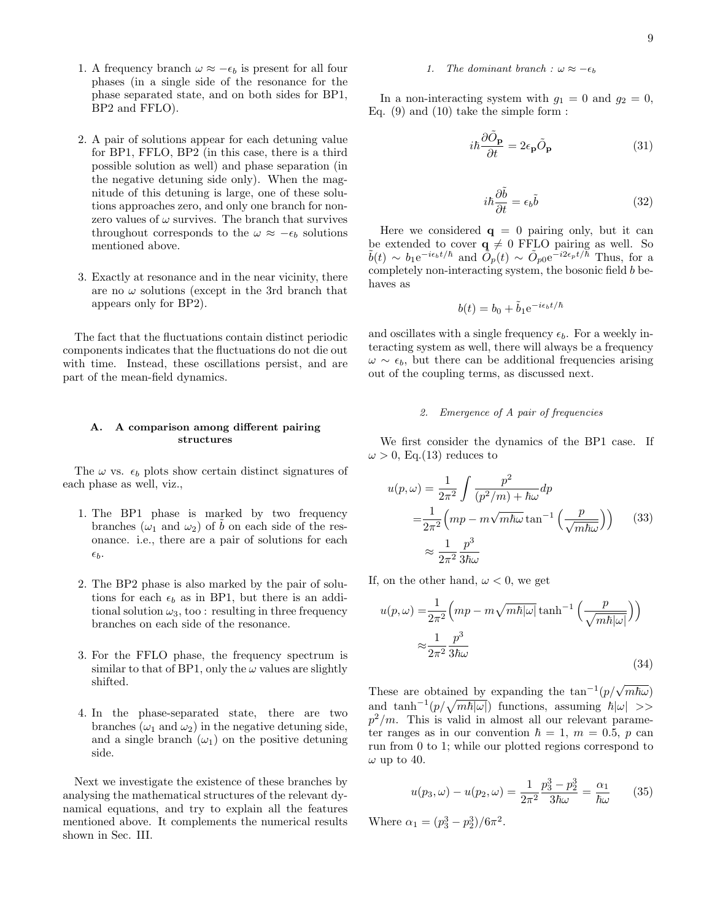1. A frequency branch $\omega \approx -\epsilon_b$ is present for all four phases (in a single side of the resonance for the phase separated state, and on both sides for BP1, BP2 and FFLO).

2. A pair of solutions appear for each detuning value for BP1, FFLO, BP2 (in this case, there is a third possible solution as well) and phase separation (in the negative detuning side only). When the magnitude of this detuning is large, one of these solutions approaches zero, and only one branch for non-zero values of $\omega$ survives. The branch that survives throughout corresponds to the $\omega \approx -\epsilon_b$ solutions mentioned above.

3. Exactly at resonance and in the near vicinity, there are no $\omega$ solutions (except in the 3rd branch that appears only for BP2).

The fact that the fluctuations contain distinct periodic components indicates that the fluctuations do not die out with time. Instead, these oscillations persist, and are part of the mean-field dynamics.

### A. A comparison among different pairing structures

The $\omega$ vs. $\epsilon_b$ plots show certain distinct signatures of each phase as well, viz.,

1. The BP1 phase is marked by two frequency branches ($\omega_1$ and $\omega_2$) of $\tilde{b}$ on each side of the resonance. i.e., there are a pair of solutions for each $\epsilon_b$.

2. The BP2 phase is also marked by the pair of solutions for each $\epsilon_b$ as in BP1, but there is an additional solution $\omega_3$, too : resulting in three frequency branches on each side of the resonance.

3. For the FFLO phase, the frequency spectrum is similar to that of BP1, only the $\omega$ values are slightly shifted.

4. In the phase-separated state, there are two branches ($\omega_1$ and $\omega_2$) in the negative detuning side, and a single branch ($\omega_1$) on the positive detuning side.

Next we investigate the existence of these branches by analysing the mathematical structures of the relevant dynamical equations, and try to explain all the features mentioned above. It complements the numerical results shown in Sec. III.

#### 1. *The dominant branch : $\omega \approx -\epsilon_b$*

In a non-interacting system with $g_1 = 0$ and $g_2 = 0$, Eq. (9) and (10) take the simple form :

$$i\hbar \frac{\partial \tilde{O}_{\mathbf{p}}}{\partial t} = 2\epsilon_{\mathbf{p}} \tilde{O}_{\mathbf{p}} \tag{31}$$

$$i\hbar \frac{\partial \tilde{b}}{\partial t} = \epsilon_b \tilde{b} \tag{32}$$

Here we considered $\mathbf{q} = 0$ pairing only, but it can be extended to cover $\mathbf{q} \neq 0$ FFLO pairing as well. So $\tilde{b}(t) \sim b_1 \mathrm{e}^{-i\epsilon_b t/\hbar}$ and $\tilde{O}_p(t) \sim \tilde{O}_{p0} \mathrm{e}^{-i2\epsilon_p t/\hbar}$ Thus, for a completely non-interacting system, the bosonic field $b$ behaves as

$$b(t) = b_0 + \tilde{b}_1 \mathrm{e}^{-i\epsilon_b t/\hbar}$$

and oscillates with a single frequency $\epsilon_b$. For a weekly interacting system as well, there will always be a frequency $\omega \sim \epsilon_b$, but there can be additional frequencies arising out of the coupling terms, as discussed next.

#### 2. *Emergence of A pair of frequencies*

We first consider the dynamics of the BP1 case. If $\omega > 0$, Eq.(13) reduces to

$$\begin{aligned}
u(p,\omega) &= \frac{1}{2\pi^2} \int \frac{p^2}{(p^2/m) + \hbar\omega} dp \\
&= \frac{1}{2\pi^2} \Big( mp - m\sqrt{m\hbar\omega} \tan^{-1}\Big(\frac{p}{\sqrt{m\hbar\omega}}\Big)\Big) \\
&\approx \frac{1}{2\pi^2} \frac{p^3}{3\hbar\omega}
\end{aligned} \tag{33}$$

If, on the other hand, $\omega < 0$, we get

$$\begin{aligned}
u(p,\omega) =& \frac{1}{2\pi^2} \Big( mp - m\sqrt{m\hbar|\omega|} \tanh^{-1}\Big(\frac{p}{\sqrt{m\hbar|\omega|}}\Big)\Big) \\
\approx& \frac{1}{2\pi^2} \frac{p^3}{3\hbar\omega}
\end{aligned} \tag{34}$$

These are obtained by expanding the $\tan^{-1}(p/\sqrt{m\hbar\omega})$ and $\tanh^{-1}(p/\sqrt{m\hbar|\omega|})$ functions, assuming $\hbar|\omega| >> p^2/m$. This is valid in almost all our relevant parameter ranges as in our convention $\hbar = 1$, $m = 0.5$, $p$ can run from 0 to 1; while our plotted regions correspond to $\omega$ up to 40.

$$u(p_3,\omega) - u(p_2,\omega) = \frac{1}{2\pi^2} \frac{p_3^3 - p_2^3}{3\hbar\omega} = \frac{\alpha_1}{\hbar\omega} \tag{35}$$

Where $\alpha_1 = (p_3^3 - p_2^3)/6\pi^2$.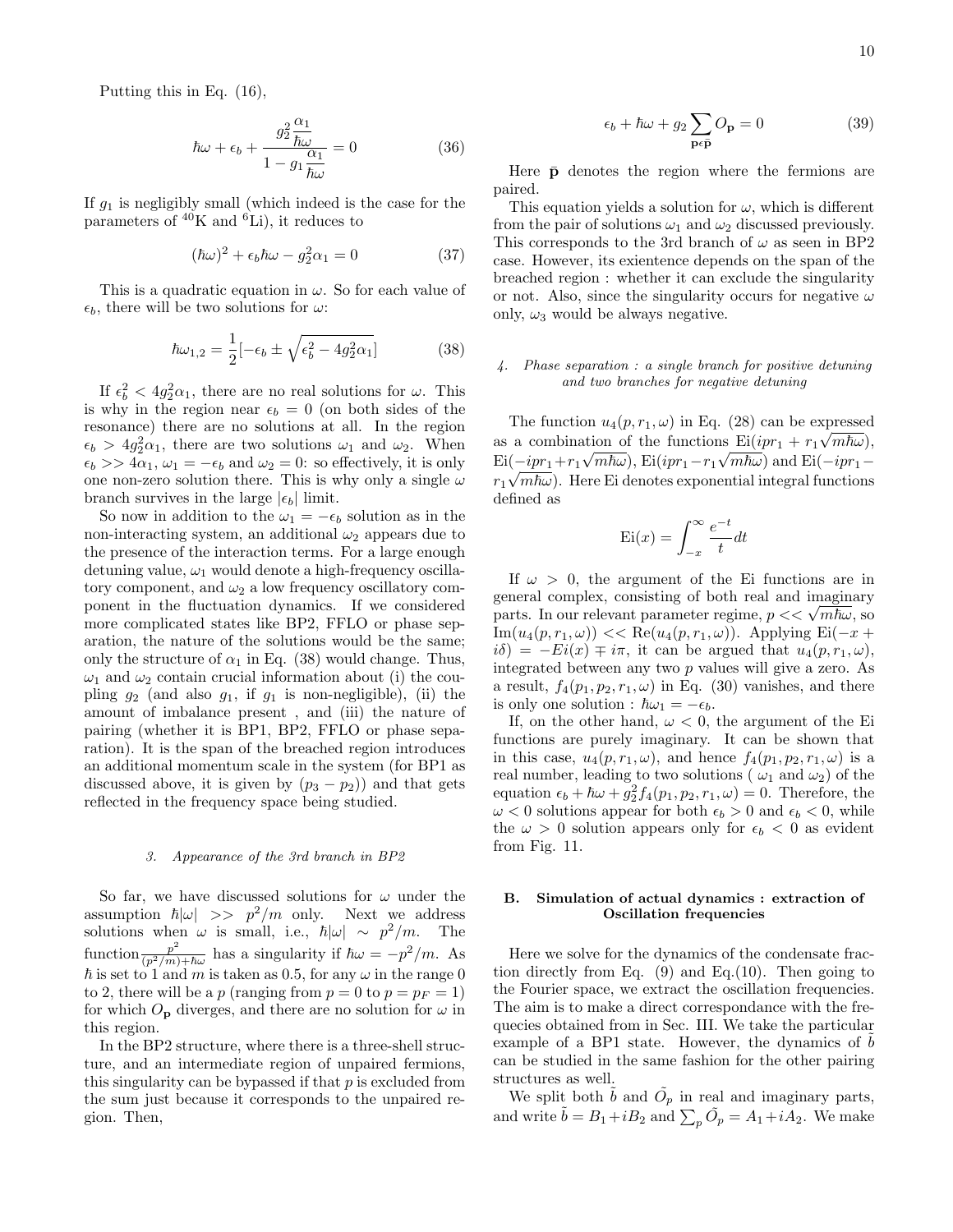Putting this in Eq. (16),

$$\hbar\omega + \epsilon_b + \frac{g_2^2 \dfrac{\alpha_1}{\hbar\omega}}{1 - g_1 \dfrac{\alpha_1}{\hbar\omega}} = 0 \tag{36}$$

If $g_1$ is negligibly small (which indeed is the case for the parameters of $^{40}$K and $^{6}$Li), it reduces to

$$(\hbar\omega)^2 + \epsilon_b \hbar\omega - g_2^2 \alpha_1 = 0 \tag{37}$$

This is a quadratic equation in $\omega$. So for each value of $\epsilon_b$, there will be two solutions for $\omega$:

$$\hbar\omega_{1,2} = \frac{1}{2}[-\epsilon_b \pm \sqrt{\epsilon_b^2 - 4g_2^2\alpha_1}] \tag{38}$$

If $\epsilon_b^2 < 4g_2^2\alpha_1$, there are no real solutions for $\omega$. This is why in the region near $\epsilon_b = 0$ (on both sides of the resonance) there are no solutions at all. In the region $\epsilon_b > 4g_2^2\alpha_1$, there are two solutions $\omega_1$ and $\omega_2$. When $\epsilon_b >> 4\alpha_1$, $\omega_1 = -\epsilon_b$ and $\omega_2 = 0$: so effectively, it is only one non-zero solution there. This is why only a single $\omega$ branch survives in the large $|\epsilon_b|$ limit.

So now in addition to the $\omega_1 = -\epsilon_b$ solution as in the non-interacting system, an additional $\omega_2$ appears due to the presence of the interaction terms. For a large enough detuning value, $\omega_1$ would denote a high-frequency oscillatory component, and $\omega_2$ a low frequency oscillatory component in the fluctuation dynamics. If we considered more complicated states like BP2, FFLO or phase separation, the nature of the solutions would be the same; only the structure of $\alpha_1$ in Eq. (38) would change. Thus, $\omega_1$ and $\omega_2$ contain crucial information about (i) the coupling $g_2$ (and also $g_1$, if $g_1$ is non-negligible), (ii) the amount of imbalance present , and (iii) the nature of pairing (whether it is BP1, BP2, FFLO or phase separation). It is the span of the breached region introduces an additional momentum scale in the system (for BP1 as discussed above, it is given by $(p_3 - p_2)$) and that gets reflected in the frequency space being studied.

#### 3. Appearance of the 3rd branch in BP2

So far, we have discussed solutions for $\omega$ under the assumption $\hbar|\omega| >> p^2/m$ only. Next we address solutions when $\omega$ is small, i.e., $\hbar|\omega| \sim p^2/m$. The function $\frac{p^2}{(p^2/m)+\hbar\omega}$ has a singularity if $\hbar\omega = -p^2/m$. As $\hbar$ is set to 1 and $m$ is taken as 0.5, for any $\omega$ in the range 0 to 2, there will be a $p$ (ranging from $p=0$ to $p = p_F = 1$) for which $O_{\mathbf{p}}$ diverges, and there are no solution for $\omega$ in this region.

In the BP2 structure, where there is a three-shell structure, and an intermediate region of unpaired fermions, this singularity can be bypassed if that $p$ is excluded from the sum just because it corresponds to the unpaired region. Then,

$$\epsilon_b + \hbar\omega + g_2 \sum_{\mathbf{p}\epsilon\bar{\mathbf{p}}} O_{\mathbf{p}} = 0 \tag{39}$$

Here $\bar{\mathbf{p}}$ denotes the region where the fermions are paired.

This equation yields a solution for $\omega$, which is different from the pair of solutions $\omega_1$ and $\omega_2$ discussed previously. This corresponds to the 3rd branch of $\omega$ as seen in BP2 case. However, its exientence depends on the span of the breached region : whether it can exclude the singularity or not. Also, since the singularity occurs for negative $\omega$ only, $\omega_3$ would be always negative.

#### 4. Phase separation : a single branch for positive detuning and two branches for negative detuning

The function $u_4(p, r_1, \omega)$ in Eq. (28) can be expressed as a combination of the functions $\mathrm{Ei}(ipr_1 + r_1\sqrt{m\hbar\omega})$, $\mathrm{Ei}(-ipr_1 + r_1\sqrt{m\hbar\omega})$, $\mathrm{Ei}(ipr_1 - r_1\sqrt{m\hbar\omega})$ and $\mathrm{Ei}(-ipr_1 - r_1\sqrt{m\hbar\omega})$. Here Ei denotes exponential integral functions defined as

$$\mathrm{Ei}(x) = \int_{-x}^{\infty} \frac{e^{-t}}{t} dt$$

If $\omega > 0$, the argument of the Ei functions are in general complex, consisting of both real and imaginary parts. In our relevant parameter regime, $p << \sqrt{m\hbar\omega}$, so $\mathrm{Im}(u_4(p, r_1, \omega)) << \mathrm{Re}(u_4(p, r_1, \omega))$. Applying $\mathrm{Ei}(-x + i\delta) = -Ei(x) \mp i\pi$, it can be argued that $u_4(p, r_1, \omega)$, integrated between any two $p$ values will give a zero. As a result, $f_4(p_1, p_2, r_1, \omega)$ in Eq. (30) vanishes, and there is only one solution : $\hbar\omega_1 = -\epsilon_b$.

If, on the other hand, $\omega < 0$, the argument of the Ei functions are purely imaginary. It can be shown that in this case, $u_4(p, r_1, \omega)$, and hence $f_4(p_1, p_2, r_1, \omega)$ is a real number, leading to two solutions ( $\omega_1$ and $\omega_2$) of the equation $\epsilon_b + \hbar\omega + g_2^2 f_4(p_1, p_2, r_1, \omega) = 0$. Therefore, the $\omega < 0$ solutions appear for both $\epsilon_b > 0$ and $\epsilon_b < 0$, while the $\omega > 0$ solution appears only for $\epsilon_b < 0$ as evident from Fig. 11.

### B. Simulation of actual dynamics : extraction of Oscillation frequencies

Here we solve for the dynamics of the condensate fraction directly from Eq. (9) and Eq.(10). Then going to the Fourier space, we extract the oscillation frequencies. The aim is to make a direct correspondance with the frequecies obtained from in Sec. III. We take the particular example of a BP1 state. However, the dynamics of $\tilde{b}$ can be studied in the same fashion for the other pairing structures as well.

We split both $\tilde{b}$ and $\tilde{O_p}$ in real and imaginary parts, and write $\tilde{b} = B_1 + iB_2$ and $\sum_p \tilde{O_p} = A_1 + iA_2$. We make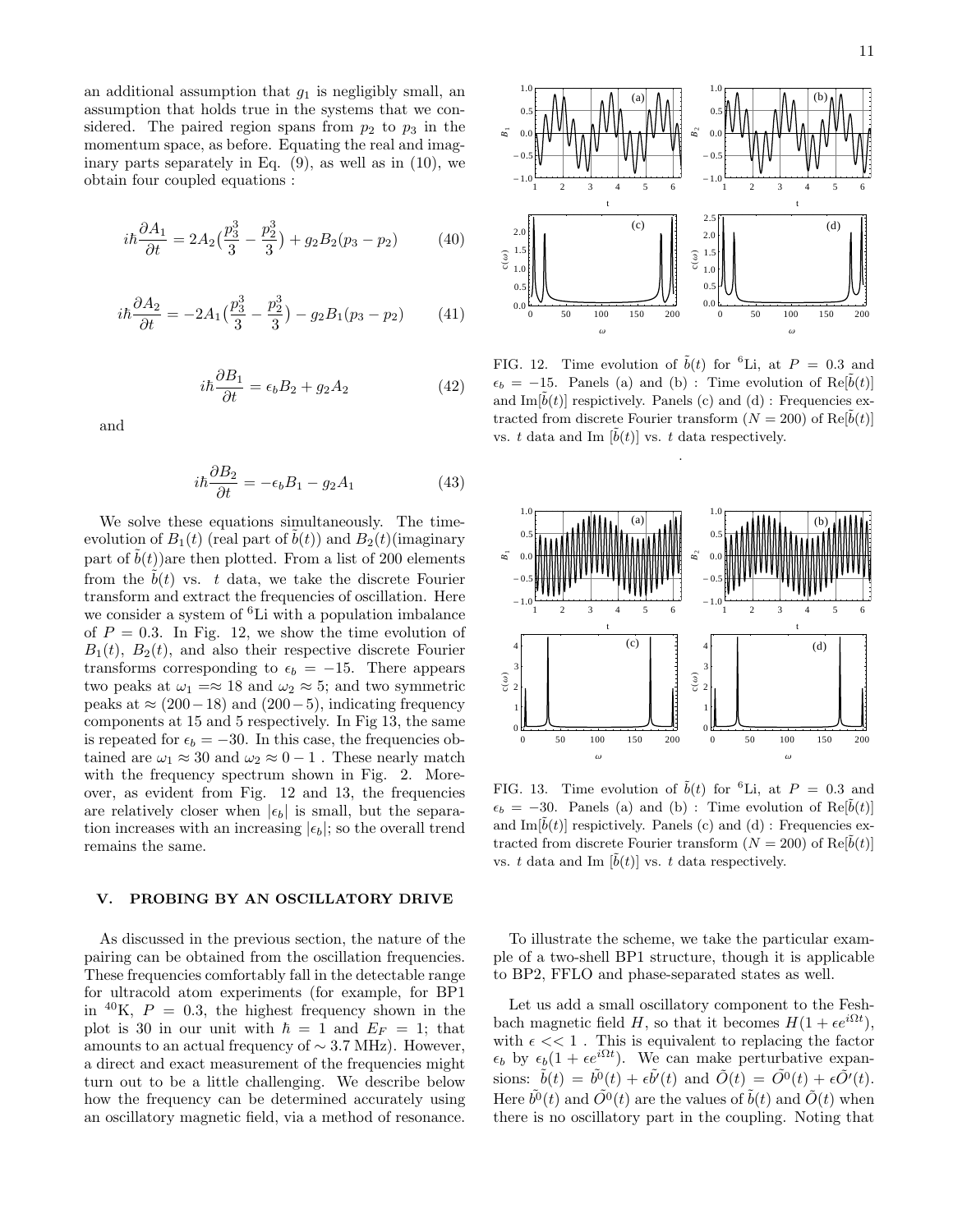an additional assumption that $g_1$ is negligibly small, an assumption that holds true in the systems that we considered. The paired region spans from $p_2$ to $p_3$ in the momentum space, as before. Equating the real and imaginary parts separately in Eq. (9), as well as in (10), we obtain four coupled equations :

$$i\hbar \frac{\partial A_1}{\partial t} = 2A_2\left(\frac{p_3^3}{3} - \frac{p_2^3}{3}\right) + g_2 B_2 (p_3 - p_2) \tag{40}$$

$$i\hbar \frac{\partial A_2}{\partial t} = -2A_1\left(\frac{p_3^3}{3} - \frac{p_2^3}{3}\right) - g_2 B_1 (p_3 - p_2) \tag{41}$$

$$i\hbar \frac{\partial B_1}{\partial t} = \epsilon_b B_2 + g_2 A_2 \tag{42}$$

and

$$i\hbar \frac{\partial B_2}{\partial t} = -\epsilon_b B_1 - g_2 A_1 \tag{43}$$

We solve these equations simultaneously. The time-evolution of $B_1(t)$ (real part of $\tilde{b}(t)$) and $B_2(t)$(imaginary part of $\tilde{b}(t)$)are then plotted. From a list of 200 elements from the $\tilde{b}(t)$ vs. $t$ data, we take the discrete Fourier transform and extract the frequencies of oscillation. Here we consider a system of $^6$Li with a population imbalance of $P = 0.3$. In Fig. 12, we show the time evolution of $B_1(t)$, $B_2(t)$, and also their respective discrete Fourier transforms corresponding to $\epsilon_b = -15$. There appears two peaks at $\omega_1 =\approx 18$ and $\omega_2 \approx 5$; and two symmetric peaks at $\approx (200-18)$ and $(200-5)$, indicating frequency components at 15 and 5 respectively. In Fig 13, the same is repeated for $\epsilon_b = -30$. In this case, the frequencies obtained are $\omega_1 \approx 30$ and $\omega_2 \approx 0-1$ . These nearly match with the frequency spectrum shown in Fig. 2. Moreover, as evident from Fig. 12 and 13, the frequencies are relatively closer when $|\epsilon_b|$ is small, but the separation increases with an increasing $|\epsilon_b|$; so the overall trend remains the same.

(a) (b) (c) (d)

FIG. 12. Time evolution of $\tilde{b}(t)$ for $^6$Li, at $P = 0.3$ and $\epsilon_b = -15$. Panels (a) and (b) : Time evolution of Re$[\tilde{b}(t)]$ and Im$[\tilde{b}(t)]$ respictively. Panels (c) and (d) : Frequencies extracted from discrete Fourier transform ($N = 200$) of Re$[\tilde{b}(t)]$ vs. $t$ data and Im $[\tilde{b}(t)]$ vs. $t$ data respectively.

(a) (b) (c) (d)

FIG. 13. Time evolution of $\tilde{b}(t)$ for $^6$Li, at $P = 0.3$ and $\epsilon_b = -30$. Panels (a) and (b) : Time evolution of Re$[\tilde{b}(t)]$ and Im$[\tilde{b}(t)]$ respictively. Panels (c) and (d) : Frequencies extracted from discrete Fourier transform ($N = 200$) of Re$[\tilde{b}(t)]$ vs. $t$ data and Im $[\tilde{b}(t)]$ vs. $t$ data respectively.

## V. PROBING BY AN OSCILLATORY DRIVE

As discussed in the previous section, the nature of the pairing can be obtained from the oscillation frequencies. These frequencies comfortably fall in the detectable range for ultracold atom experiments (for example, for BP1 in $^{40}$K, $P = 0.3$, the highest frequency shown in the plot is 30 in our unit with $\hbar = 1$ and $E_F = 1$; that amounts to an actual frequency of $\sim 3.7$ MHz). However, a direct and exact measurement of the frequencies might turn out to be a little challenging. We describe below how the frequency can be determined accurately using an oscillatory magnetic field, via a method of resonance.

To illustrate the scheme, we take the particular example of a two-shell BP1 structure, though it is applicable to BP2, FFLO and phase-separated states as well.

Let us add a small oscillatory component to the Feshbach magnetic field $H$, so that it becomes $H(1 + \epsilon e^{i\Omega t})$, with $\epsilon << 1$ . This is equivalent to replacing the factor $\epsilon_b$ by $\epsilon_b(1 + \epsilon e^{i\Omega t})$. We can make perturbative expansions: $\tilde{b}(t) = \tilde{b^0}(t) + \epsilon \tilde{b}'(t)$ and $\tilde{O}(t) = \tilde{O^0}(t) + \epsilon \tilde{O}'(t)$. Here $\tilde{b^0}(t)$ and $\tilde{O^0}(t)$ are the values of $\tilde{b}(t)$ and $\tilde{O}(t)$ when there is no oscillatory part in the coupling. Noting that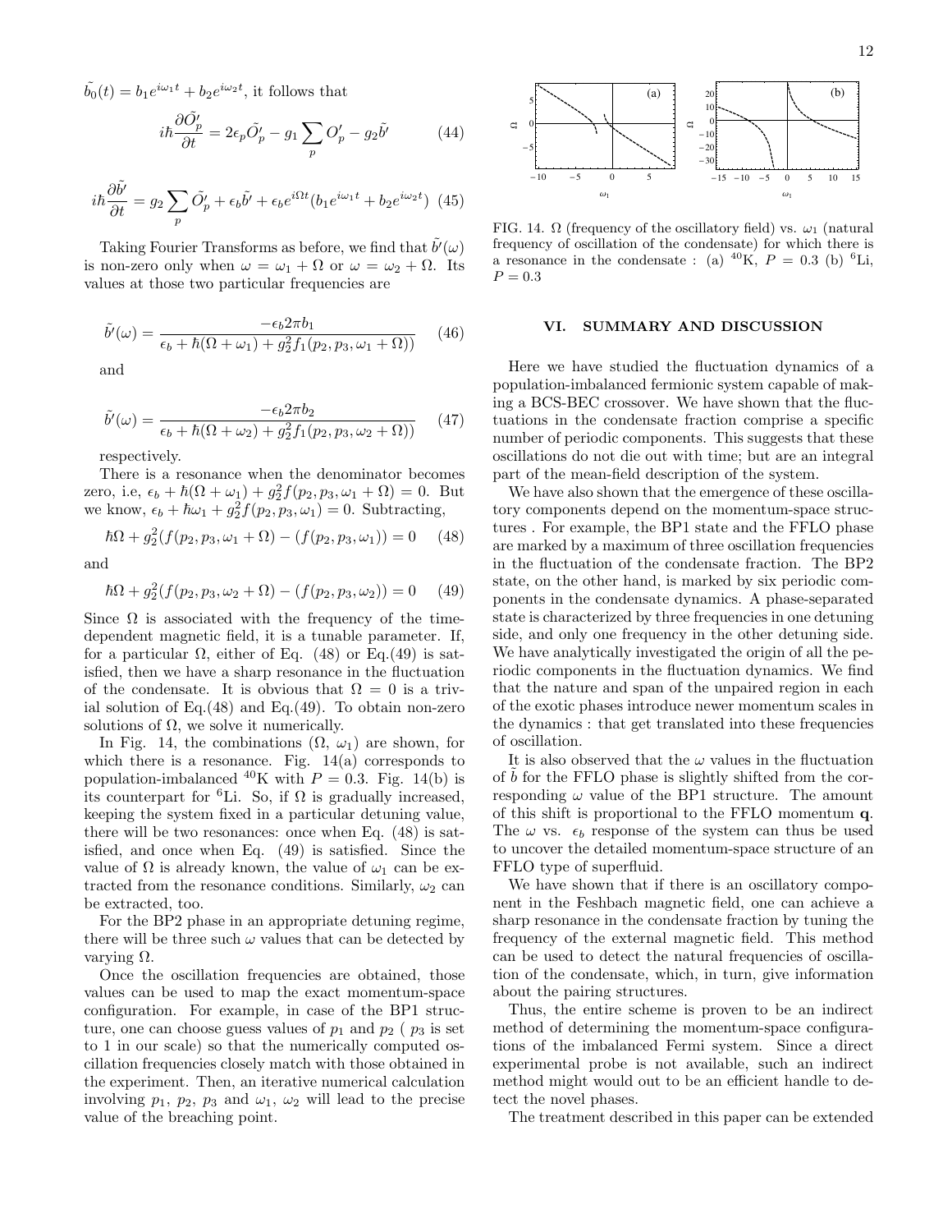$\tilde{b_0}(t) = b_1 e^{i\omega_1 t} + b_2 e^{i\omega_2 t}$, it follows that

$$i\hbar \frac{\partial \tilde{O}'_p}{\partial t} = 2\epsilon_p \tilde{O}'_p - g_1 \sum_p O'_p - g_2 \tilde{b}' \quad (44)$$

$$i\hbar \frac{\partial \tilde{b}'}{\partial t} = g_2 \sum_p \tilde{O}'_p + \epsilon_b \tilde{b}' + \epsilon_b e^{i\Omega t}(b_1 e^{i\omega_1 t} + b_2 e^{i\omega_2 t}) \quad (45)$$

Taking Fourier Transforms as before, we find that $\tilde{b}'(\omega)$ is non-zero only when $\omega = \omega_1 + \Omega$ or $\omega = \omega_2 + \Omega$. Its values at those two particular frequencies are

$$\tilde{b}'(\omega) = \frac{-\epsilon_b 2\pi b_1}{\epsilon_b + \hbar(\Omega + \omega_1) + g_2^2 f_1(p_2, p_3, \omega_1 + \Omega))} \quad (46)$$

and

$$\tilde{b}'(\omega) = \frac{-\epsilon_b 2\pi b_2}{\epsilon_b + \hbar(\Omega + \omega_2) + g_2^2 f_1(p_2, p_3, \omega_2 + \Omega))} \quad (47)$$

respectively.

There is a resonance when the denominator becomes zero, i.e, $\epsilon_b + \hbar(\Omega + \omega_1) + g_2^2 f(p_2, p_3, \omega_1 + \Omega) = 0$. But we know, $\epsilon_b + \hbar\omega_1 + g_2^2 f(p_2, p_3, \omega_1) = 0$. Subtracting,

$$\hbar\Omega + g_2^2(f(p_2, p_3, \omega_1 + \Omega) - (f(p_2, p_3, \omega_1)) = 0 \quad (48)$$

and

$$\hbar\Omega + g_2^2(f(p_2, p_3, \omega_2 + \Omega) - (f(p_2, p_3, \omega_2)) = 0 \quad (49)$$

Since $\Omega$ is associated with the frequency of the time-dependent magnetic field, it is a tunable parameter. If, for a particular $\Omega$, either of Eq. (48) or Eq.(49) is satisfied, then we have a sharp resonance in the fluctuation of the condensate. It is obvious that $\Omega = 0$ is a trivial solution of Eq.(48) and Eq.(49). To obtain non-zero solutions of $\Omega$, we solve it numerically.

In Fig. 14, the combinations ($\Omega$, $\omega_1$) are shown, for which there is a resonance. Fig. 14(a) corresponds to population-imbalanced $^{40}$K with $P = 0.3$. Fig. 14(b) is its counterpart for $^6$Li. So, if $\Omega$ is gradually increased, keeping the system fixed in a particular detuning value, there will be two resonances: once when Eq. (48) is satisfied, and once when Eq. (49) is satisfied. Since the value of $\Omega$ is already known, the value of $\omega_1$ can be extracted from the resonance conditions. Similarly, $\omega_2$ can be extracted, too.

For the BP2 phase in an appropriate detuning regime, there will be three such $\omega$ values that can be detected by varying $\Omega$.

Once the oscillation frequencies are obtained, those values can be used to map the exact momentum-space configuration. For example, in case of the BP1 structure, one can choose guess values of $p_1$ and $p_2$ ( $p_3$ is set to 1 in our scale) so that the numerically computed oscillation frequencies closely match with those obtained in the experiment. Then, an iterative numerical calculation involving $p_1$, $p_2$, $p_3$ and $\omega_1$, $\omega_2$ will lead to the precise value of the breaching point.

(a)
Ω
5
0
−5
−10 −5 0 5
$\omega_1$

(b)
Ω
20
10
0
−10
−20
−30
−15 −10 −5 0 5 10 15
$\omega_1$

FIG. 14. $\Omega$ (frequency of the oscillatory field) vs. $\omega_1$ (natural frequency of oscillation of the condensate) for which there is a resonance in the condensate : (a) $^{40}$K, $P = 0.3$ (b) $^6$Li, $P = 0.3$

## VI. SUMMARY AND DISCUSSION

Here we have studied the fluctuation dynamics of a population-imbalanced fermionic system capable of making a BCS-BEC crossover. We have shown that the fluctuations in the condensate fraction comprise a specific number of periodic components. This suggests that these oscillations do not die out with time; but are an integral part of the mean-field description of the system.

We have also shown that the emergence of these oscillatory components depend on the momentum-space structures . For example, the BP1 state and the FFLO phase are marked by a maximum of three oscillation frequencies in the fluctuation of the condensate fraction. The BP2 state, on the other hand, is marked by six periodic components in the condensate dynamics. A phase-separated state is characterized by three frequencies in one detuning side, and only one frequency in the other detuning side. We have analytically investigated the origin of all the periodic components in the fluctuation dynamics. We find that the nature and span of the unpaired region in each of the exotic phases introduce newer momentum scales in the dynamics : that get translated into these frequencies of oscillation.

It is also observed that the $\omega$ values in the fluctuation of $\tilde{b}$ for the FFLO phase is slightly shifted from the corresponding $\omega$ value of the BP1 structure. The amount of this shift is proportional to the FFLO momentum $\mathbf{q}$. The $\omega$ vs. $\epsilon_b$ response of the system can thus be used to uncover the detailed momentum-space structure of an FFLO type of superfluid.

We have shown that if there is an oscillatory component in the Feshbach magnetic field, one can achieve a sharp resonance in the condensate fraction by tuning the frequency of the external magnetic field. This method can be used to detect the natural frequencies of oscillation of the condensate, which, in turn, give information about the pairing structures.

Thus, the entire scheme is proven to be an indirect method of determining the momentum-space configurations of the imbalanced Fermi system. Since a direct experimental probe is not available, such an indirect method might would out to be an efficient handle to detect the novel phases.

The treatment described in this paper can be extended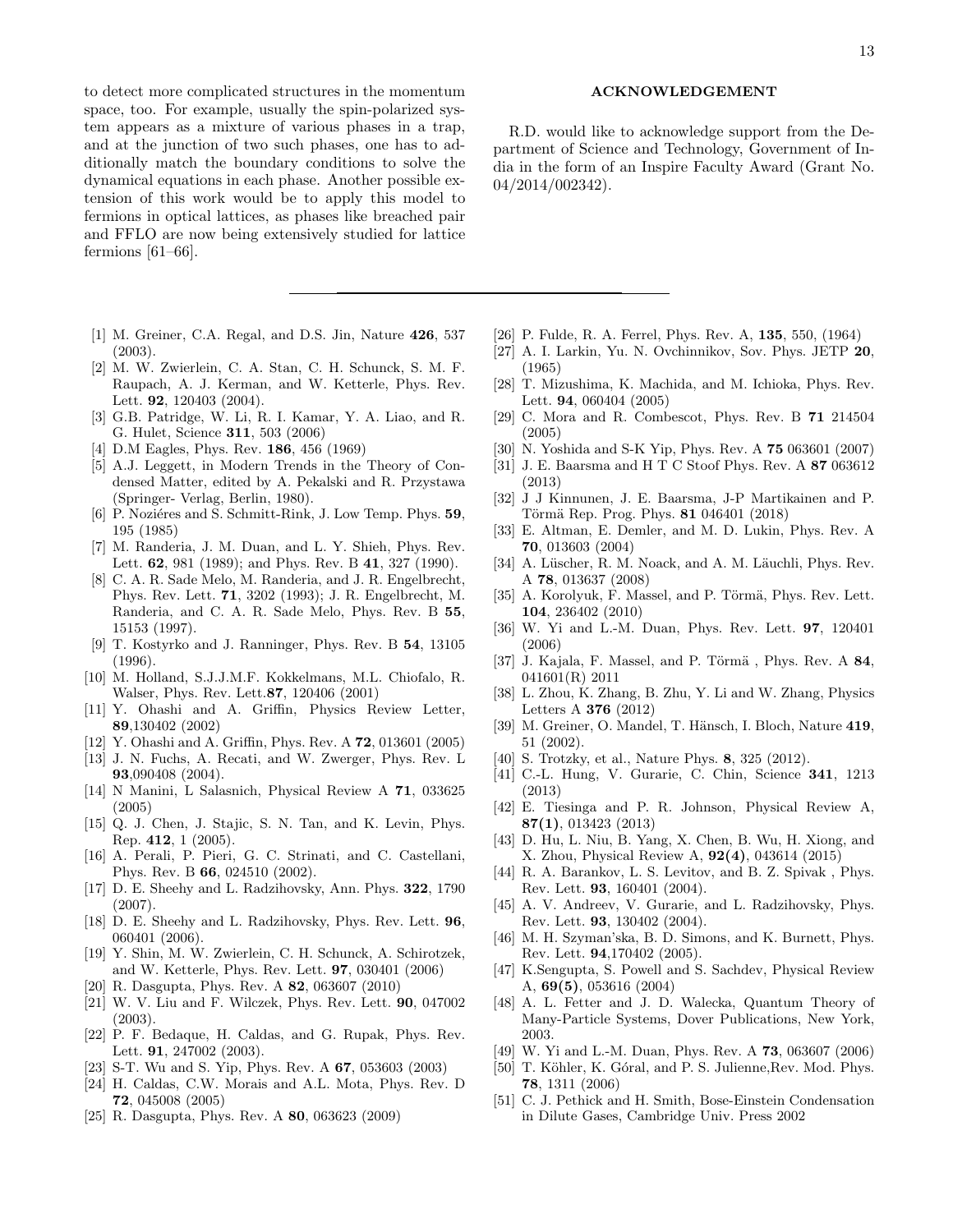to detect more complicated structures in the momentum space, too. For example, usually the spin-polarized system appears as a mixture of various phases in a trap, and at the junction of two such phases, one has to additionally match the boundary conditions to solve the dynamical equations in each phase. Another possible extension of this work would be to apply this model to fermions in optical lattices, as phases like breached pair and FFLO are now being extensively studied for lattice fermions [61–66].

## ACKNOWLEDGEMENT

R.D. would like to acknowledge support from the Department of Science and Technology, Government of India in the form of an Inspire Faculty Award (Grant No. 04/2014/002342).

---

[1] M. Greiner, C.A. Regal, and D.S. Jin, Nature **426**, 537 (2003).
[2] M. W. Zwierlein, C. A. Stan, C. H. Schunck, S. M. F. Raupach, A. J. Kerman, and W. Ketterle, Phys. Rev. Lett. **92**, 120403 (2004).
[3] G.B. Patridge, W. Li, R. I. Kamar, Y. A. Liao, and R. G. Hulet, Science **311**, 503 (2006)
[4] D.M Eagles, Phys. Rev. **186**, 456 (1969)
[5] A.J. Leggett, in Modern Trends in the Theory of Condensed Matter, edited by A. Pekalski and R. Przystawa (Springer- Verlag, Berlin, 1980).
[6] P. Noziéres and S. Schmitt-Rink, J. Low Temp. Phys. **59**, 195 (1985)
[7] M. Randeria, J. M. Duan, and L. Y. Shieh, Phys. Rev. Lett. **62**, 981 (1989); and Phys. Rev. B **41**, 327 (1990).
[8] C. A. R. Sade Melo, M. Randeria, and J. R. Engelbrecht, Phys. Rev. Lett. **71**, 3202 (1993); J. R. Engelbrecht, M. Randeria, and C. A. R. Sade Melo, Phys. Rev. B **55**, 15153 (1997).
[9] T. Kostyrko and J. Ranninger, Phys. Rev. B **54**, 13105 (1996).
[10] M. Holland, S.J.J.M.F. Kokkelmans, M.L. Chiofalo, R. Walser, Phys. Rev. Lett.**87**, 120406 (2001)
[11] Y. Ohashi and A. Griffin, Physics Review Letter, **89**,130402 (2002)
[12] Y. Ohashi and A. Griffin, Phys. Rev. A **72**, 013601 (2005)
[13] J. N. Fuchs, A. Recati, and W. Zwerger, Phys. Rev. L **93**,090408 (2004).
[14] N Manini, L Salasnich, Physical Review A **71**, 033625 (2005)
[15] Q. J. Chen, J. Stajic, S. N. Tan, and K. Levin, Phys. Rep. **412**, 1 (2005).
[16] A. Perali, P. Pieri, G. C. Strinati, and C. Castellani, Phys. Rev. B **66**, 024510 (2002).
[17] D. E. Sheehy and L. Radzihovsky, Ann. Phys. **322**, 1790 (2007).
[18] D. E. Sheehy and L. Radzihovsky, Phys. Rev. Lett. **96**, 060401 (2006).
[19] Y. Shin, M. W. Zwierlein, C. H. Schunck, A. Schirotzek, and W. Ketterle, Phys. Rev. Lett. **97**, 030401 (2006)
[20] R. Dasgupta, Phys. Rev. A **82**, 063607 (2010)
[21] W. V. Liu and F. Wilczek, Phys. Rev. Lett. **90**, 047002 (2003).
[22] P. F. Bedaque, H. Caldas, and G. Rupak, Phys. Rev. Lett. **91**, 247002 (2003).
[23] S-T. Wu and S. Yip, Phys. Rev. A **67**, 053603 (2003)
[24] H. Caldas, C.W. Morais and A.L. Mota, Phys. Rev. D **72**, 045008 (2005)
[25] R. Dasgupta, Phys. Rev. A **80**, 063623 (2009)
[26] P. Fulde, R. A. Ferrel, Phys. Rev. A, **135**, 550, (1964)
[27] A. I. Larkin, Yu. N. Ovchinnikov, Sov. Phys. JETP **20**, (1965)
[28] T. Mizushima, K. Machida, and M. Ichioka, Phys. Rev. Lett. **94**, 060404 (2005)
[29] C. Mora and R. Combescot, Phys. Rev. B **71** 214504 (2005)
[30] N. Yoshida and S-K Yip, Phys. Rev. A **75** 063601 (2007)
[31] J. E. Baarsma and H T C Stoof Phys. Rev. A **87** 063612 (2013)
[32] J J Kinnunen, J. E. Baarsma, J-P Martikainen and P. Törmä Rep. Prog. Phys. **81** 046401 (2018)
[33] E. Altman, E. Demler, and M. D. Lukin, Phys. Rev. A **70**, 013603 (2004)
[34] A. Lüscher, R. M. Noack, and A. M. Läuchli, Phys. Rev. A **78**, 013637 (2008)
[35] A. Korolyuk, F. Massel, and P. Törmä, Phys. Rev. Lett. **104**, 236402 (2010)
[36] W. Yi and L.-M. Duan, Phys. Rev. Lett. **97**, 120401 (2006)
[37] J. Kajala, F. Massel, and P. Törmä , Phys. Rev. A **84**, 041601(R) 2011
[38] L. Zhou, K. Zhang, B. Zhu, Y. Li and W. Zhang, Physics Letters A **376** (2012)
[39] M. Greiner, O. Mandel, T. Hänsch, I. Bloch, Nature **419**, 51 (2002).
[40] S. Trotzky, et al., Nature Phys. **8**, 325 (2012).
[41] C.-L. Hung, V. Gurarie, C. Chin, Science **341**, 1213 (2013)
[42] E. Tiesinga and P. R. Johnson, Physical Review A, **87(1)**, 013423 (2013)
[43] D. Hu, L. Niu, B. Yang, X. Chen, B. Wu, H. Xiong, and X. Zhou, Physical Review A, **92(4)**, 043614 (2015)
[44] R. A. Barankov, L. S. Levitov, and B. Z. Spivak , Phys. Rev. Lett. **93**, 160401 (2004).
[45] A. V. Andreev, V. Gurarie, and L. Radzihovsky, Phys. Rev. Lett. **93**, 130402 (2004).
[46] M. H. Szyman'ska, B. D. Simons, and K. Burnett, Phys. Rev. Lett. **94**,170402 (2005).
[47] K.Sengupta, S. Powell and S. Sachdev, Physical Review A, **69(5)**, 053616 (2004)
[48] A. L. Fetter and J. D. Walecka, Quantum Theory of Many-Particle Systems, Dover Publications, New York, 2003.
[49] W. Yi and L.-M. Duan, Phys. Rev. A **73**, 063607 (2006)
[50] T. Köhler, K. Góral, and P. S. Julienne,Rev. Mod. Phys. **78**, 1311 (2006)
[51] C. J. Pethick and H. Smith, Bose-Einstein Condensation in Dilute Gases, Cambridge Univ. Press 2002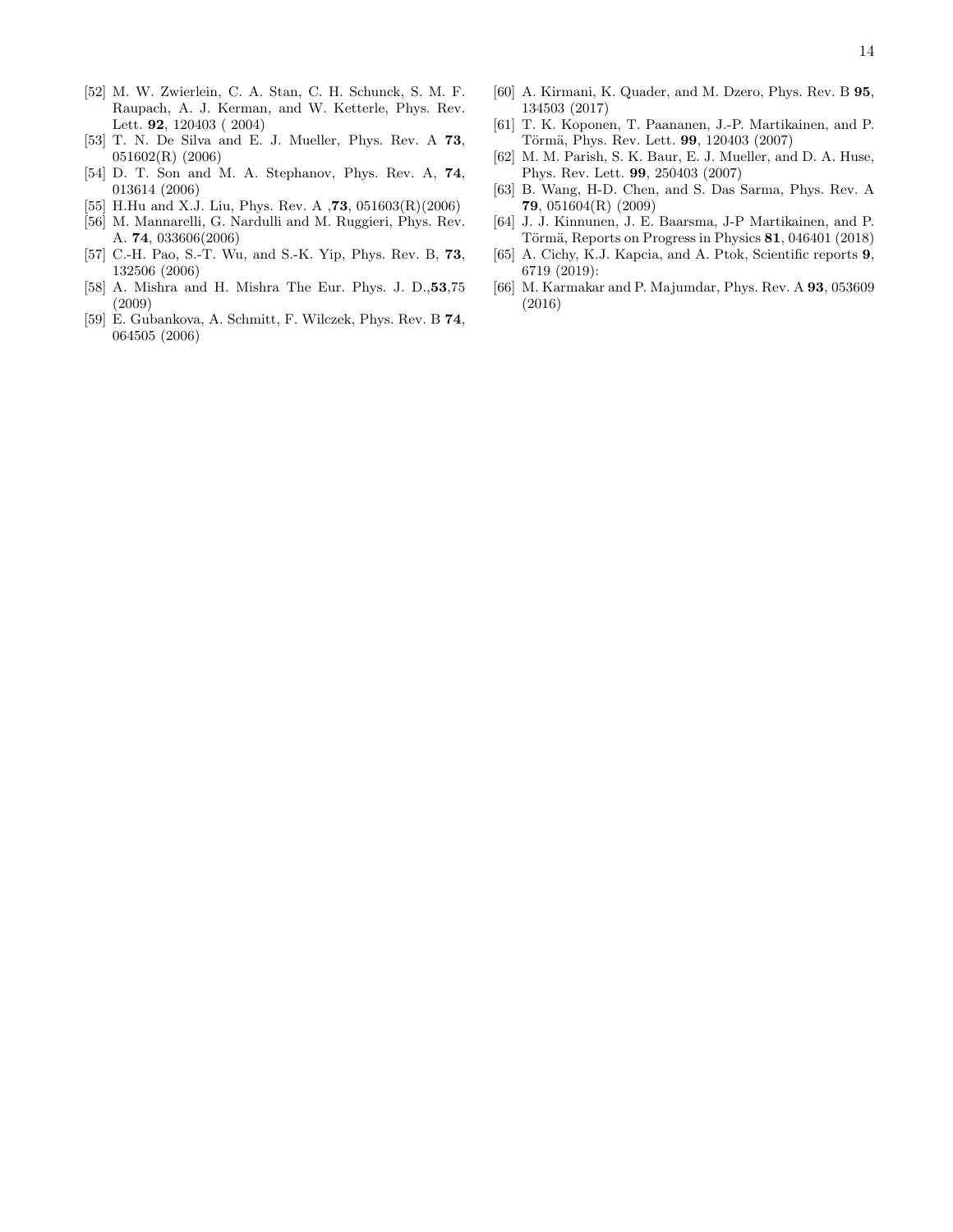[52] M. W. Zwierlein, C. A. Stan, C. H. Schunck, S. M. F. Raupach, A. J. Kerman, and W. Ketterle, Phys. Rev. Lett. **92**, 120403 ( 2004)

[53] T. N. De Silva and E. J. Mueller, Phys. Rev. A **73**, 051602(R) (2006)

[54] D. T. Son and M. A. Stephanov, Phys. Rev. A, **74**, 013614 (2006)

[55] H.Hu and X.J. Liu, Phys. Rev. A ,**73**, 051603(R)(2006)

[56] M. Mannarelli, G. Nardulli and M. Ruggieri, Phys. Rev. A. **74**, 033606(2006)

[57] C.-H. Pao, S.-T. Wu, and S.-K. Yip, Phys. Rev. B, **73**, 132506 (2006)

[58] A. Mishra and H. Mishra The Eur. Phys. J. D.,**53**,75 (2009)

[59] E. Gubankova, A. Schmitt, F. Wilczek, Phys. Rev. B **74**, 064505 (2006)

[60] A. Kirmani, K. Quader, and M. Dzero, Phys. Rev. B **95**, 134503 (2017)

[61] T. K. Koponen, T. Paananen, J.-P. Martikainen, and P. Törmä, Phys. Rev. Lett. **99**, 120403 (2007)

[62] M. M. Parish, S. K. Baur, E. J. Mueller, and D. A. Huse, Phys. Rev. Lett. **99**, 250403 (2007)

[63] B. Wang, H-D. Chen, and S. Das Sarma, Phys. Rev. A **79**, 051604(R) (2009)

[64] J. J. Kinnunen, J. E. Baarsma, J-P Martikainen, and P. Törmä, Reports on Progress in Physics **81**, 046401 (2018)

[65] A. Cichy, K.J. Kapcia, and A. Ptok, Scientific reports **9**, 6719 (2019):

[66] M. Karmakar and P. Majumdar, Phys. Rev. A **93**, 053609 (2016)